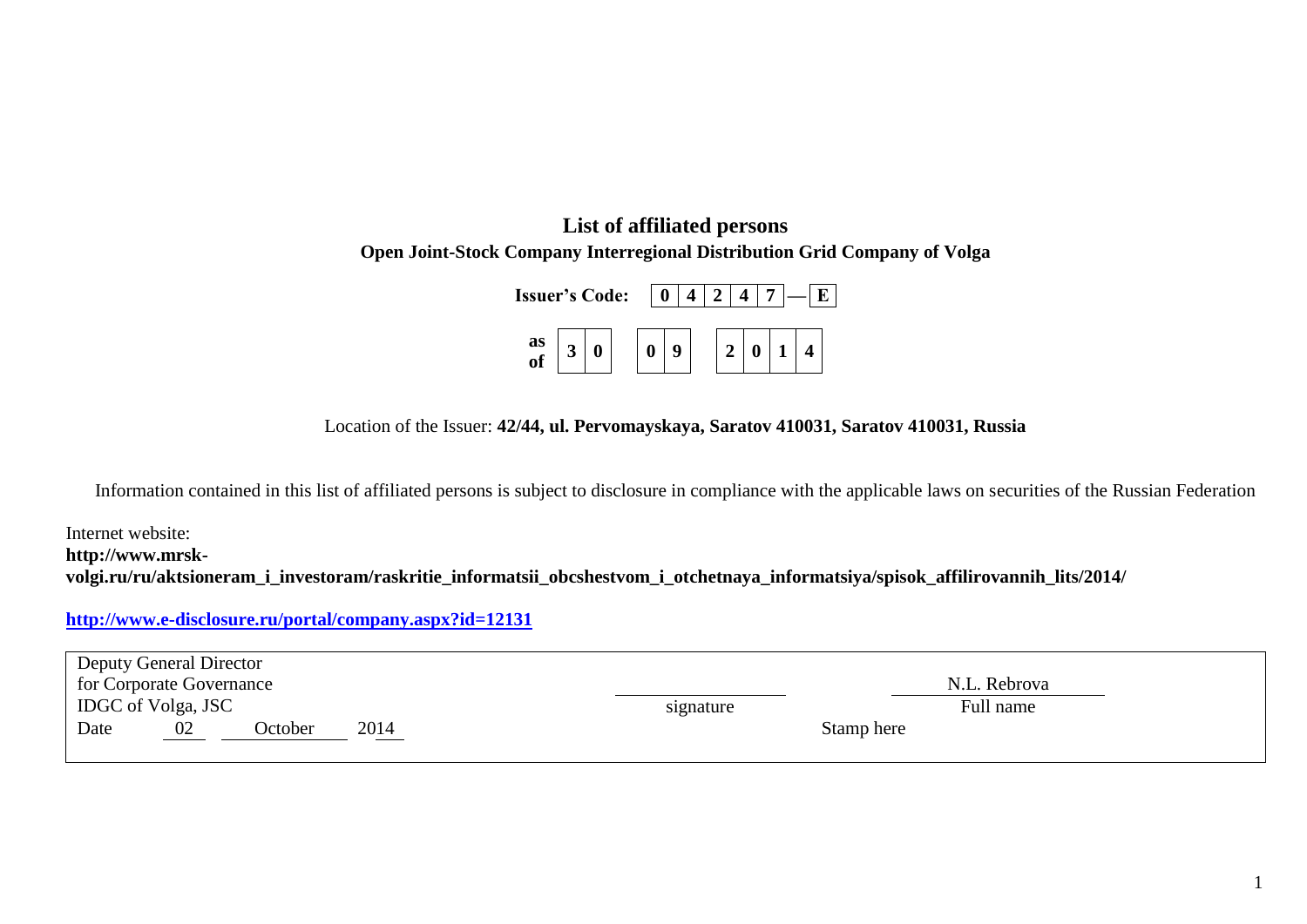# List of affiliated persons

**Open Joint-Stock Company Interregional Distribution Grid Company of Volga**

**Issuer's Code:** | 0 | 4 | 2 | 4 | 7 | — | E |

**as of** | 3 | 0 | | 0 | 9 | | 2 | 0 | 1 | 4 |

Location of the Issuer: **42/44, ul. Pervomayskaya, Saratov 410031, Saratov 410031, Russia**

Information contained in this list of affiliated persons is subject to disclosure in compliance with the applicable laws on securities of the Russian Federation

Internet website:
**http://www.mrsk-volgi.ru/ru/aktsioneram_i_investoram/raskritie_informatsii_obcshestvom_i_otchetnaya_informatsiya/spisok_affilirovannih_lits/2014/**

**http://www.e-disclosure.ru/portal/company.aspx?id=12131**

| Deputy General Director for Corporate Governance IDGC of Volga, JSC | | N.L. Rebrova |
|---|---|---|
| | signature | Full name |
| Date 02 October 2014 | Stamp here | |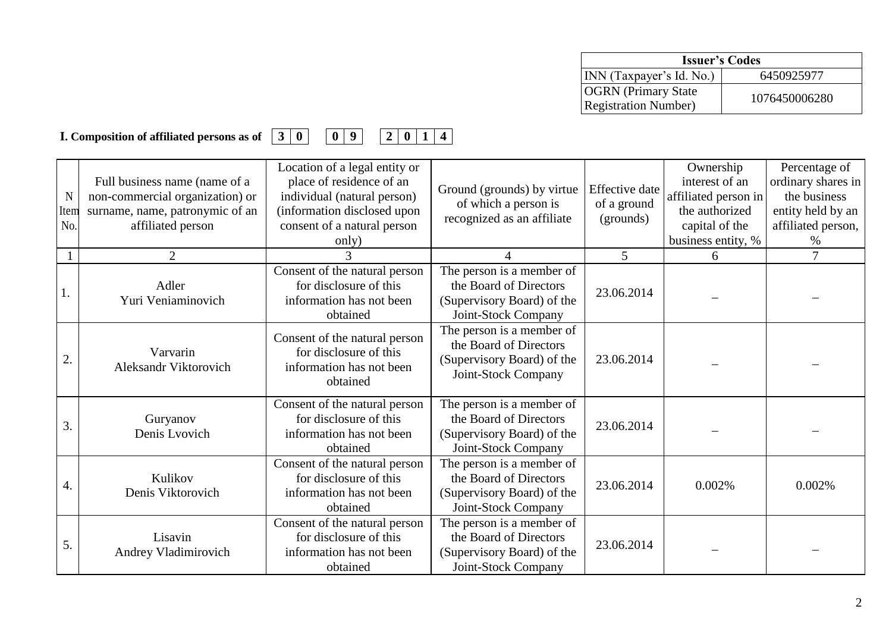| Issuer's Codes | |
|---|---|
| INN (Taxpayer's Id. No.) | 6450925977 |
| OGRN (Primary State Registration Number) | 1076450006280 |

**I. Composition of affiliated persons as of 30 09 2014**

| N Item No. | Full business name (name of a non-commercial organization) or surname, name, patronymic of an affiliated person | Location of a legal entity or place of residence of an individual (natural person) (information disclosed upon consent of a natural person only) | Ground (grounds) by virtue of which a person is recognized as an affiliate | Effective date of a ground (grounds) | Ownership interest of an affiliated person in the authorized capital of the business entity, % | Percentage of ordinary shares in the business entity held by an affiliated person, % |
|---|---|---|---|---|---|---|
| 1 | 2 | 3 | 4 | 5 | 6 | 7 |
| 1. | Adler Yuri Veniaminovich | Consent of the natural person for disclosure of this information has not been obtained | The person is a member of the Board of Directors (Supervisory Board) of the Joint-Stock Company | 23.06.2014 | – | – |
| 2. | Varvarin Aleksandr Viktorovich | Consent of the natural person for disclosure of this information has not been obtained | The person is a member of the Board of Directors (Supervisory Board) of the Joint-Stock Company | 23.06.2014 | – | – |
| 3. | Guryanov Denis Lvovich | Consent of the natural person for disclosure of this information has not been obtained | The person is a member of the Board of Directors (Supervisory Board) of the Joint-Stock Company | 23.06.2014 | – | – |
| 4. | Kulikov Denis Viktorovich | Consent of the natural person for disclosure of this information has not been obtained | The person is a member of the Board of Directors (Supervisory Board) of the Joint-Stock Company | 23.06.2014 | 0.002% | 0.002% |
| 5. | Lisavin Andrey Vladimirovich | Consent of the natural person for disclosure of this information has not been obtained | The person is a member of the Board of Directors (Supervisory Board) of the Joint-Stock Company | 23.06.2014 | – | – |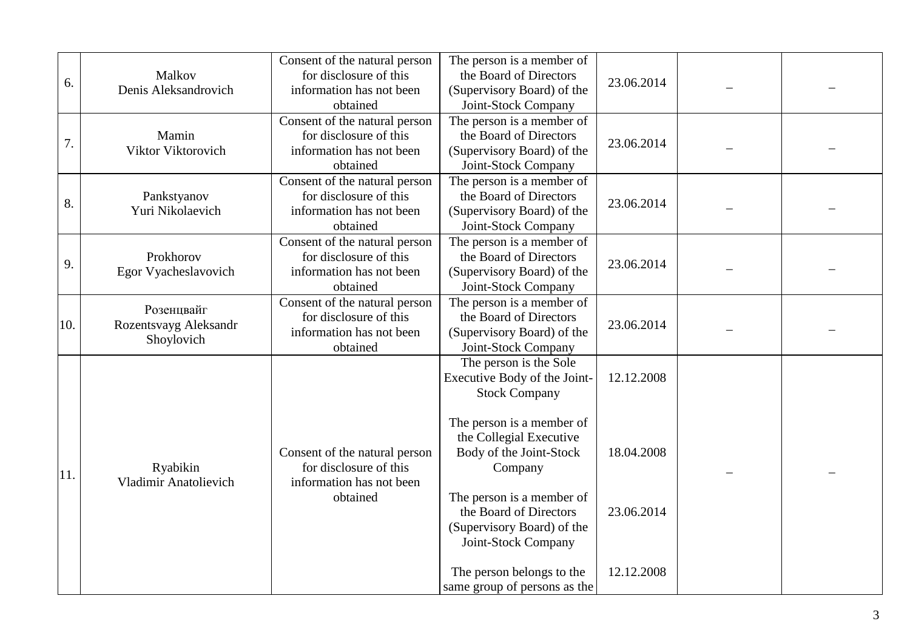| | | | | | | |
|---|---|---|---|---|---|---|
| 6. | Malkov Denis Aleksandrovich | Consent of the natural person for disclosure of this information has not been obtained | The person is a member of the Board of Directors (Supervisory Board) of the Joint-Stock Company | 23.06.2014 | – | – |
| 7. | Mamin Viktor Viktorovich | Consent of the natural person for disclosure of this information has not been obtained | The person is a member of the Board of Directors (Supervisory Board) of the Joint-Stock Company | 23.06.2014 | – | – |
| 8. | Pankstyanov Yuri Nikolaevich | Consent of the natural person for disclosure of this information has not been obtained | The person is a member of the Board of Directors (Supervisory Board) of the Joint-Stock Company | 23.06.2014 | – | – |
| 9. | Prokhorov Egor Vyacheslavovich | Consent of the natural person for disclosure of this information has not been obtained | The person is a member of the Board of Directors (Supervisory Board) of the Joint-Stock Company | 23.06.2014 | – | – |
| 10. | Розенцвайг Rozentsvayg Aleksandr Shoylovich | Consent of the natural person for disclosure of this information has not been obtained | The person is a member of the Board of Directors (Supervisory Board) of the Joint-Stock Company | 23.06.2014 | – | – |
| 11. | Ryabikin Vladimir Anatolievich | Consent of the natural person for disclosure of this information has not been obtained | The person is the Sole Executive Body of the Joint-Stock Company<br><br>The person is a member of the Collegial Executive Body of the Joint-Stock Company<br><br>The person is a member of the Board of Directors (Supervisory Board) of the Joint-Stock Company<br><br>The person belongs to the same group of persons as the | 12.12.2008<br><br>18.04.2008<br><br>23.06.2014<br><br>12.12.2008 | – | – |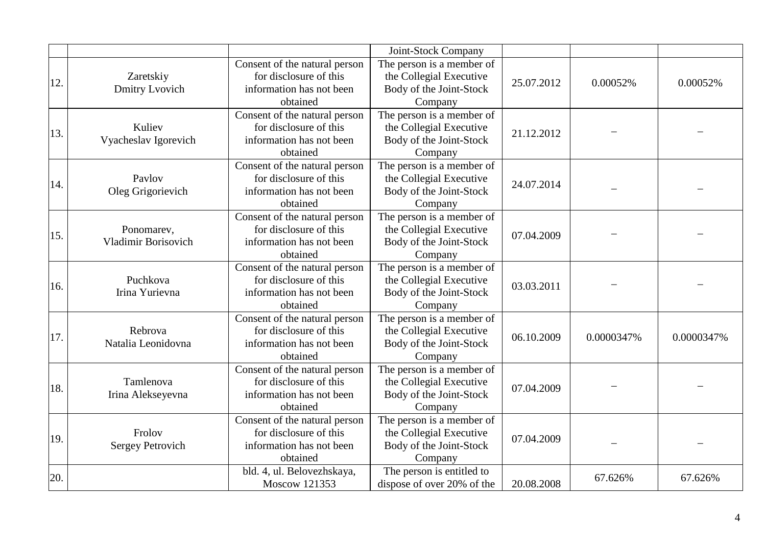| | | | Joint-Stock Company | | | |
|---|---|---|---|---|---|---|
| 12. | Zaretskiy Dmitry Lvovich | Consent of the natural person for disclosure of this information has not been obtained | The person is a member of the Collegial Executive Body of the Joint-Stock Company | 25.07.2012 | 0.00052% | 0.00052% |
| 13. | Kuliev Vyacheslav Igorevich | Consent of the natural person for disclosure of this information has not been obtained | The person is a member of the Collegial Executive Body of the Joint-Stock Company | 21.12.2012 | – | – |
| 14. | Pavlov Oleg Grigorievich | Consent of the natural person for disclosure of this information has not been obtained | The person is a member of the Collegial Executive Body of the Joint-Stock Company | 24.07.2014 | – | – |
| 15. | Ponomarev, Vladimir Borisovich | Consent of the natural person for disclosure of this information has not been obtained | The person is a member of the Collegial Executive Body of the Joint-Stock Company | 07.04.2009 | – | – |
| 16. | Puchkova Irina Yurievna | Consent of the natural person for disclosure of this information has not been obtained | The person is a member of the Collegial Executive Body of the Joint-Stock Company | 03.03.2011 | – | – |
| 17. | Rebrova Natalia Leonidovna | Consent of the natural person for disclosure of this information has not been obtained | The person is a member of the Collegial Executive Body of the Joint-Stock Company | 06.10.2009 | 0.0000347% | 0.0000347% |
| 18. | Tamlenova Irina Alekseyevna | Consent of the natural person for disclosure of this information has not been obtained | The person is a member of the Collegial Executive Body of the Joint-Stock Company | 07.04.2009 | – | – |
| 19. | Frolov Sergey Petrovich | Consent of the natural person for disclosure of this information has not been obtained | The person is a member of the Collegial Executive Body of the Joint-Stock Company | 07.04.2009 | – | – |
| 20. | | bld. 4, ul. Belovezhskaya, Moscow 121353 | The person is entitled to dispose of over 20% of the | 20.08.2008 | 67.626% | 67.626% |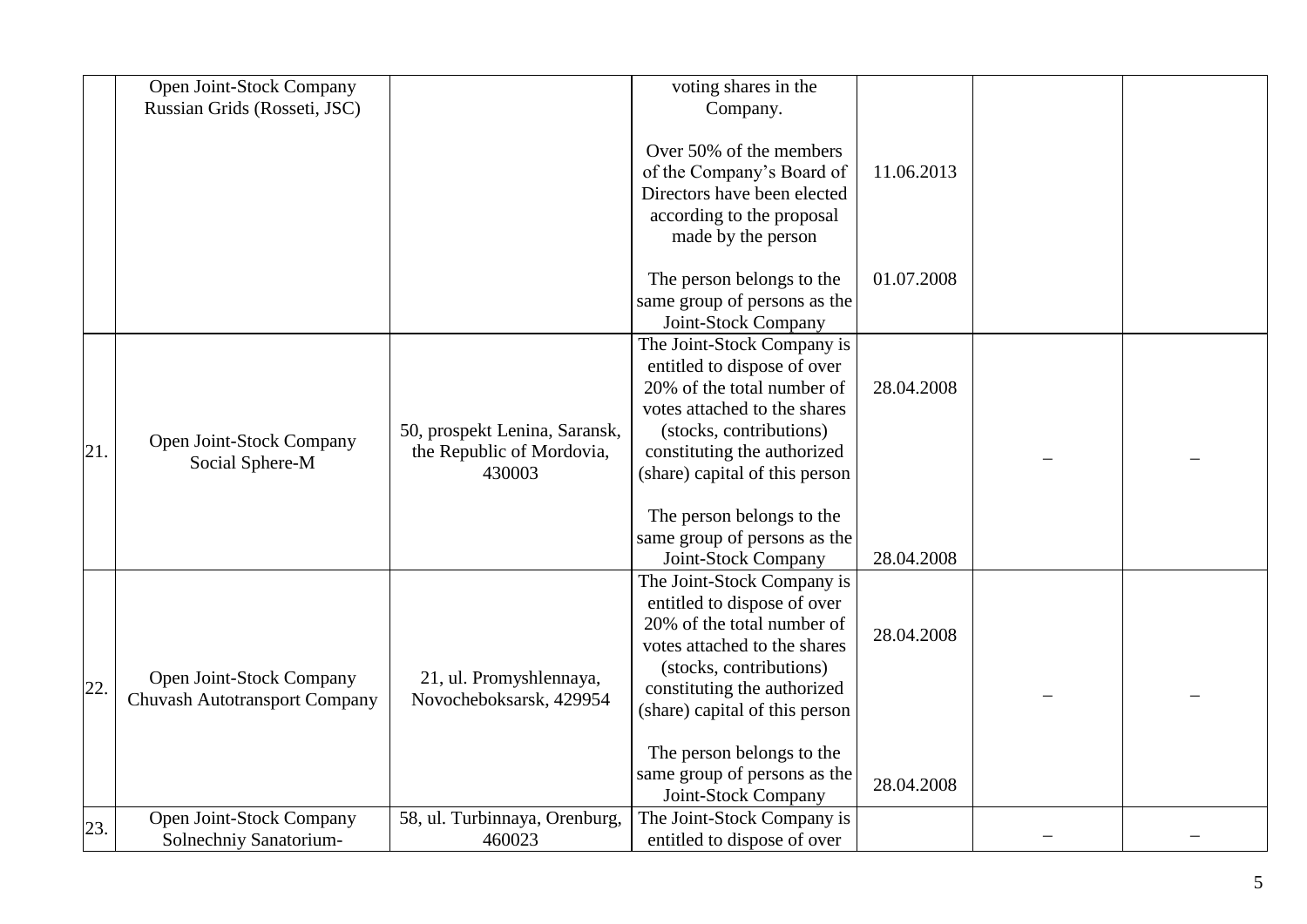| | | | | | | |
|---|---|---|---|---|---|---|
| | Open Joint-Stock Company Russian Grids (Rosseti, JSC) | | voting shares in the Company.<br><br>Over 50% of the members of the Company's Board of Directors have been elected according to the proposal made by the person<br><br>The person belongs to the same group of persons as the Joint-Stock Company | <br><br>11.06.2013<br><br>01.07.2008 | | |
| 21. | Open Joint-Stock Company Social Sphere-M | 50, prospekt Lenina, Saransk, the Republic of Mordovia, 430003 | The Joint-Stock Company is entitled to dispose of over 20% of the total number of votes attached to the shares (stocks, contributions) constituting the authorized (share) capital of this person<br><br>The person belongs to the same group of persons as the Joint-Stock Company | 28.04.2008<br><br>28.04.2008 | – | – |
| 22. | Open Joint-Stock Company Chuvash Autotransport Company | 21, ul. Promyshlennaya, Novocheboksarsk, 429954 | The Joint-Stock Company is entitled to dispose of over 20% of the total number of votes attached to the shares (stocks, contributions) constituting the authorized (share) capital of this person<br><br>The person belongs to the same group of persons as the Joint-Stock Company | 28.04.2008<br><br>28.04.2008 | – | – |
| 23. | Open Joint-Stock Company Solnechniy Sanatorium- | 58, ul. Turbinnaya, Orenburg, 460023 | The Joint-Stock Company is entitled to dispose of over | | – | – |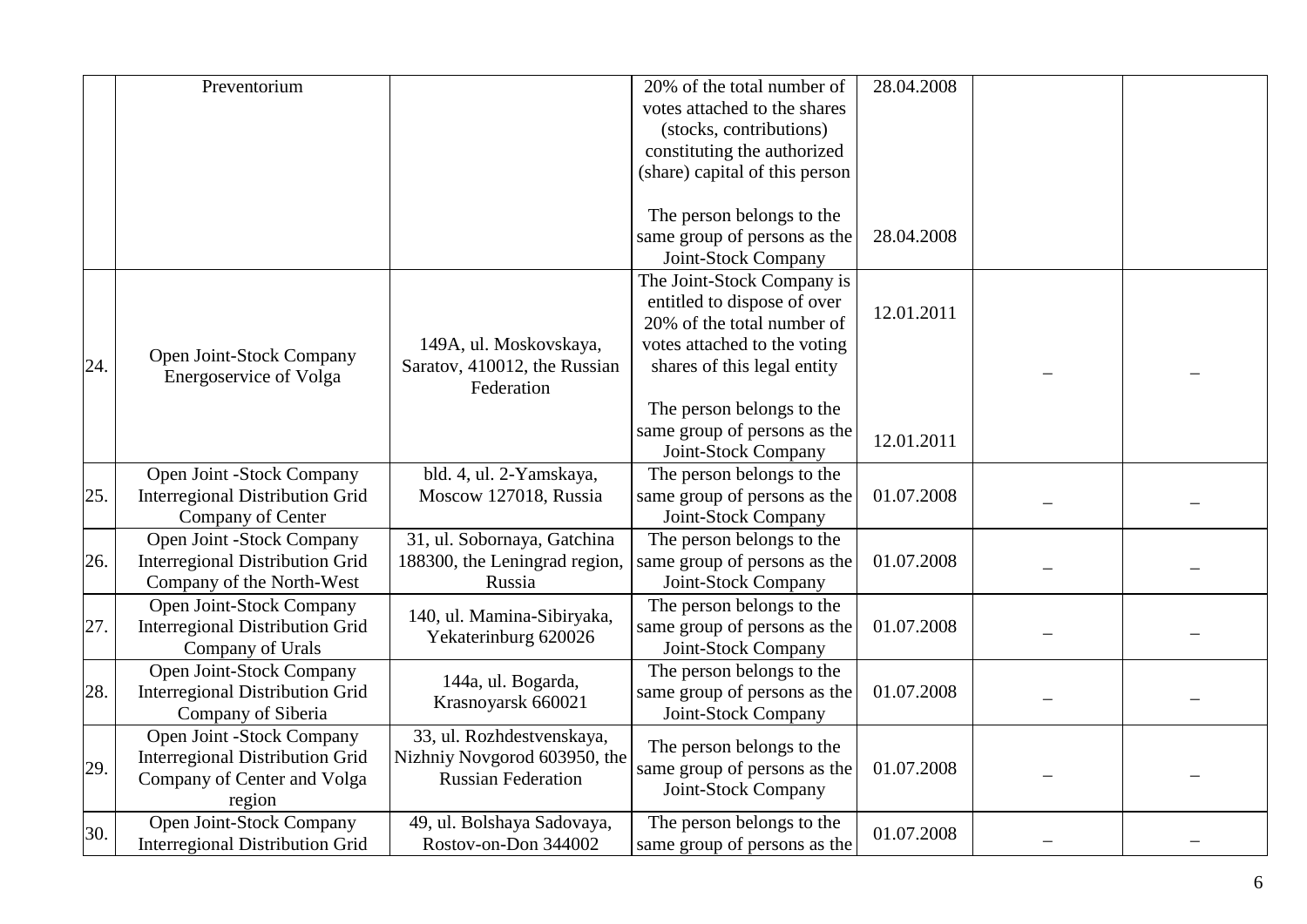| | | | | | | |
|---|---|---|---|---|---|---|
| | Preventorium | | 20% of the total number of votes attached to the shares (stocks, contributions) constituting the authorized (share) capital of this person<br><br>The person belongs to the same group of persons as the Joint-Stock Company | 28.04.2008<br><br>28.04.2008 | | |
| 24. | Open Joint-Stock Company Energoservice of Volga | 149A, ul. Moskovskaya, Saratov, 410012, the Russian Federation | The Joint-Stock Company is entitled to dispose of over 20% of the total number of votes attached to the voting shares of this legal entity<br><br>The person belongs to the same group of persons as the Joint-Stock Company | 12.01.2011<br><br>12.01.2011 | – | – |
| 25. | Open Joint -Stock Company Interregional Distribution Grid Company of Center | bld. 4, ul. 2-Yamskaya, Moscow 127018, Russia | The person belongs to the same group of persons as the Joint-Stock Company | 01.07.2008 | – | – |
| 26. | Open Joint -Stock Company Interregional Distribution Grid Company of the North-West | 31, ul. Sobornaya, Gatchina 188300, the Leningrad region, Russia | The person belongs to the same group of persons as the Joint-Stock Company | 01.07.2008 | – | – |
| 27. | Open Joint-Stock Company Interregional Distribution Grid Company of Urals | 140, ul. Mamina-Sibiryaka, Yekaterinburg 620026 | The person belongs to the same group of persons as the Joint-Stock Company | 01.07.2008 | – | – |
| 28. | Open Joint-Stock Company Interregional Distribution Grid Company of Siberia | 144a, ul. Bogarda, Krasnoyarsk 660021 | The person belongs to the same group of persons as the Joint-Stock Company | 01.07.2008 | – | – |
| 29. | Open Joint -Stock Company Interregional Distribution Grid Company of Center and Volga region | 33, ul. Rozhdestvenskaya, Nizhniy Novgorod 603950, the Russian Federation | The person belongs to the same group of persons as the Joint-Stock Company | 01.07.2008 | – | – |
| 30. | Open Joint-Stock Company Interregional Distribution Grid | 49, ul. Bolshaya Sadovaya, Rostov-on-Don 344002 | The person belongs to the same group of persons as the | 01.07.2008 | – | – |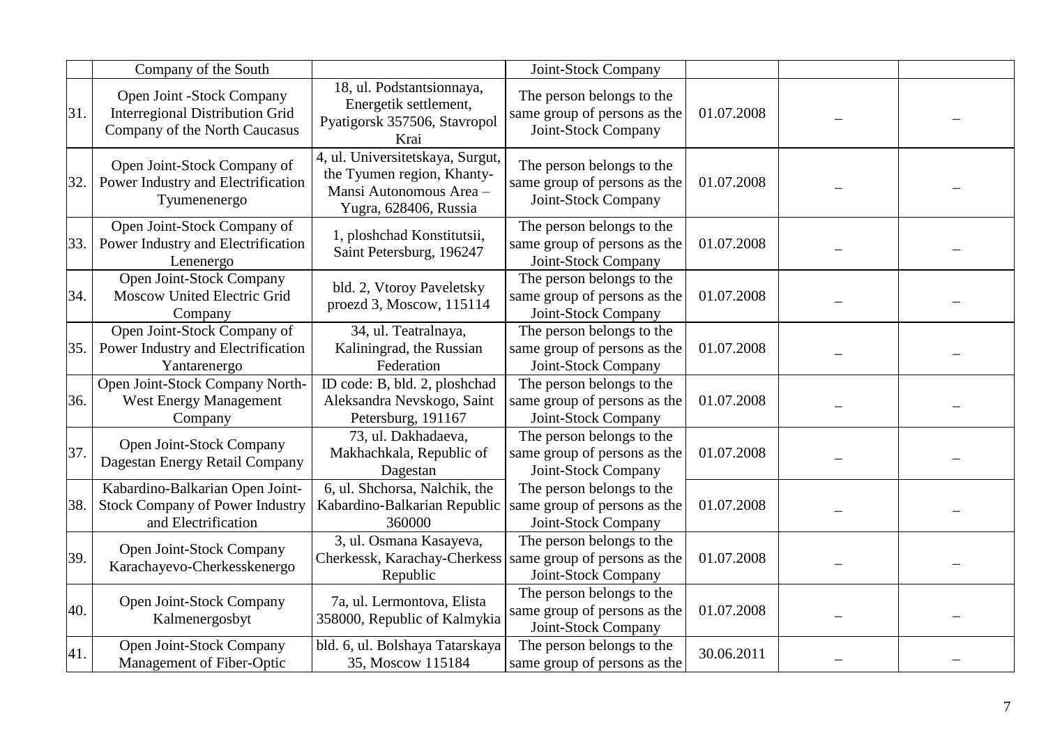| | | | | | | |
|---|---|---|---|---|---|---|
| | Company of the South | | Joint-Stock Company | | | |
| 31. | Open Joint -Stock Company Interregional Distribution Grid Company of the North Caucasus | 18, ul. Podstantsionnaya, Energetik settlement, Pyatigorsk 357506, Stavropol Krai | The person belongs to the same group of persons as the Joint-Stock Company | 01.07.2008 | – | – |
| 32. | Open Joint-Stock Company of Power Industry and Electrification Tyumenenergo | 4, ul. Universitetskaya, Surgut, the Tyumen region, Khanty-Mansi Autonomous Area – Yugra, 628406, Russia | The person belongs to the same group of persons as the Joint-Stock Company | 01.07.2008 | – | – |
| 33. | Open Joint-Stock Company of Power Industry and Electrification Lenenergo | 1, ploshchad Konstitutsii, Saint Petersburg, 196247 | The person belongs to the same group of persons as the Joint-Stock Company | 01.07.2008 | – | – |
| 34. | Open Joint-Stock Company Moscow United Electric Grid Company | bld. 2, Vtoroy Paveletsky proezd 3, Moscow, 115114 | The person belongs to the same group of persons as the Joint-Stock Company | 01.07.2008 | – | – |
| 35. | Open Joint-Stock Company of Power Industry and Electrification Yantarenergo | 34, ul. Teatralnaya, Kaliningrad, the Russian Federation | The person belongs to the same group of persons as the Joint-Stock Company | 01.07.2008 | – | – |
| 36. | Open Joint-Stock Company North-West Energy Management Company | ID code: B, bld. 2, ploshchad Aleksandra Nevskogo, Saint Petersburg, 191167 | The person belongs to the same group of persons as the Joint-Stock Company | 01.07.2008 | – | – |
| 37. | Open Joint-Stock Company Dagestan Energy Retail Company | 73, ul. Dakhadaeva, Makhachkala, Republic of Dagestan | The person belongs to the same group of persons as the Joint-Stock Company | 01.07.2008 | – | – |
| 38. | Kabardino-Balkarian Open Joint-Stock Company of Power Industry and Electrification | 6, ul. Shchorsa, Nalchik, the Kabardino-Balkarian Republic 360000 | The person belongs to the same group of persons as the Joint-Stock Company | 01.07.2008 | – | – |
| 39. | Open Joint-Stock Company Karachayevo-Cherkesskenergo | 3, ul. Osmana Kasayeva, Cherkessk, Karachay-Cherkess Republic | The person belongs to the same group of persons as the Joint-Stock Company | 01.07.2008 | – | – |
| 40. | Open Joint-Stock Company Kalmenergosbyt | 7a, ul. Lermontova, Elista 358000, Republic of Kalmykia | The person belongs to the same group of persons as the Joint-Stock Company | 01.07.2008 | – | – |
| 41. | Open Joint-Stock Company Management of Fiber-Optic | bld. 6, ul. Bolshaya Tatarskaya 35, Moscow 115184 | The person belongs to the same group of persons as the | 30.06.2011 | – | – |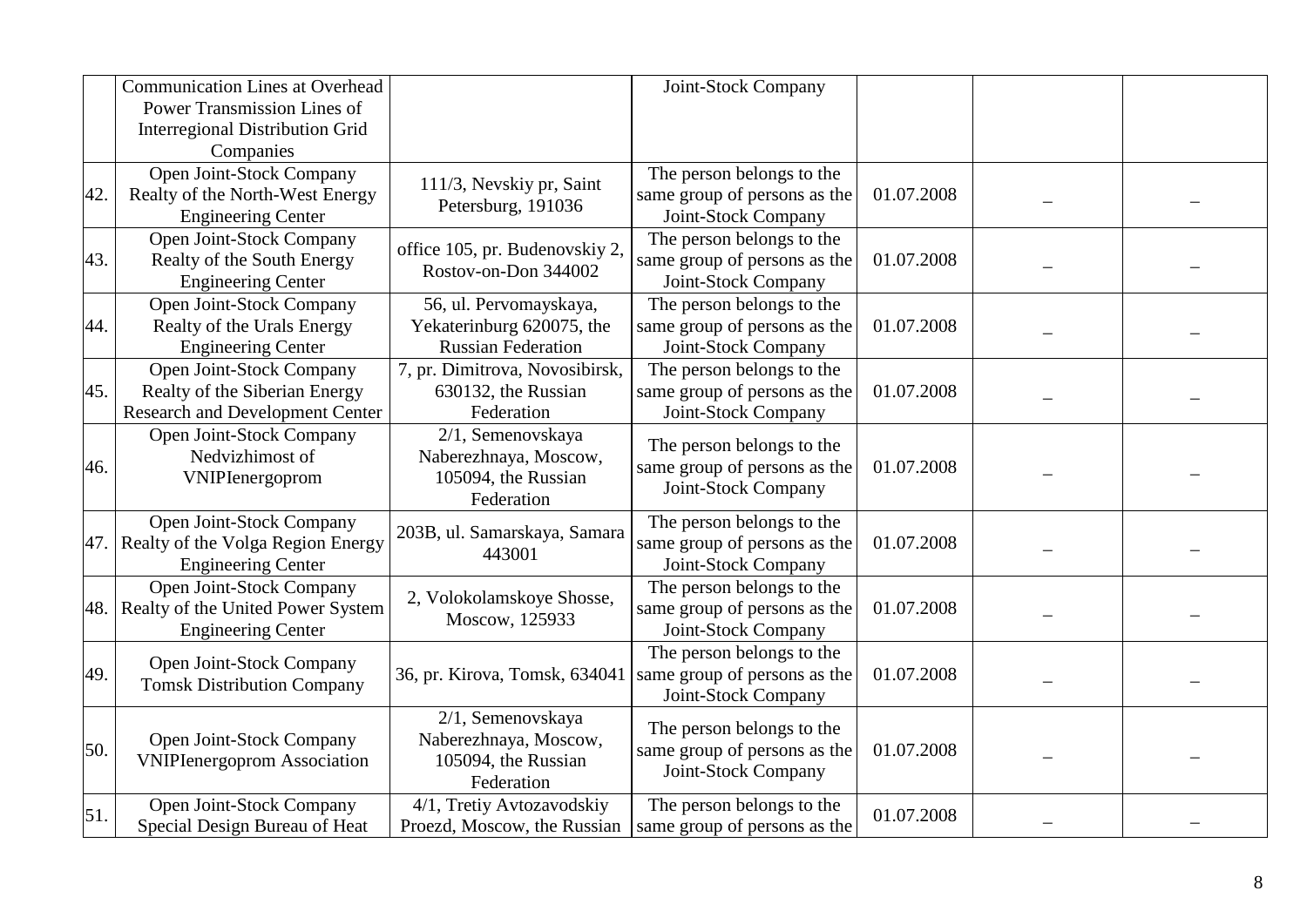| | | | | | | |
|---|---|---|---|---|---|---|
| | Communication Lines at Overhead Power Transmission Lines of Interregional Distribution Grid Companies | | Joint-Stock Company | | | |
| 42. | Open Joint-Stock Company Realty of the North-West Energy Engineering Center | 111/3, Nevskiy pr, Saint Petersburg, 191036 | The person belongs to the same group of persons as the Joint-Stock Company | 01.07.2008 | _ | _ |
| 43. | Open Joint-Stock Company Realty of the South Energy Engineering Center | office 105, pr. Budenovskiy 2, Rostov-on-Don 344002 | The person belongs to the same group of persons as the Joint-Stock Company | 01.07.2008 | _ | _ |
| 44. | Open Joint-Stock Company Realty of the Urals Energy Engineering Center | 56, ul. Pervomayskaya, Yekaterinburg 620075, the Russian Federation | The person belongs to the same group of persons as the Joint-Stock Company | 01.07.2008 | _ | _ |
| 45. | Open Joint-Stock Company Realty of the Siberian Energy Research and Development Center | 7, pr. Dimitrova, Novosibirsk, 630132, the Russian Federation | The person belongs to the same group of persons as the Joint-Stock Company | 01.07.2008 | _ | _ |
| 46. | Open Joint-Stock Company Nedvizhimost of VNIPIenergoprom | 2/1, Semenovskaya Naberezhnaya, Moscow, 105094, the Russian Federation | The person belongs to the same group of persons as the Joint-Stock Company | 01.07.2008 | _ | _ |
| 47. | Open Joint-Stock Company Realty of the Volga Region Energy Engineering Center | 203B, ul. Samarskaya, Samara 443001 | The person belongs to the same group of persons as the Joint-Stock Company | 01.07.2008 | _ | _ |
| 48. | Open Joint-Stock Company Realty of the United Power System Engineering Center | 2, Volokolamskoye Shosse, Moscow, 125933 | The person belongs to the same group of persons as the Joint-Stock Company | 01.07.2008 | _ | _ |
| 49. | Open Joint-Stock Company Tomsk Distribution Company | 36, pr. Kirova, Tomsk, 634041 | The person belongs to the same group of persons as the Joint-Stock Company | 01.07.2008 | _ | _ |
| 50. | Open Joint-Stock Company VNIPIenergoprom Association | 2/1, Semenovskaya Naberezhnaya, Moscow, 105094, the Russian Federation | The person belongs to the same group of persons as the Joint-Stock Company | 01.07.2008 | _ | _ |
| 51. | Open Joint-Stock Company Special Design Bureau of Heat | 4/1, Tretiy Avtozavodskiy Proezd, Moscow, the Russian | The person belongs to the same group of persons as the | 01.07.2008 | _ | _ |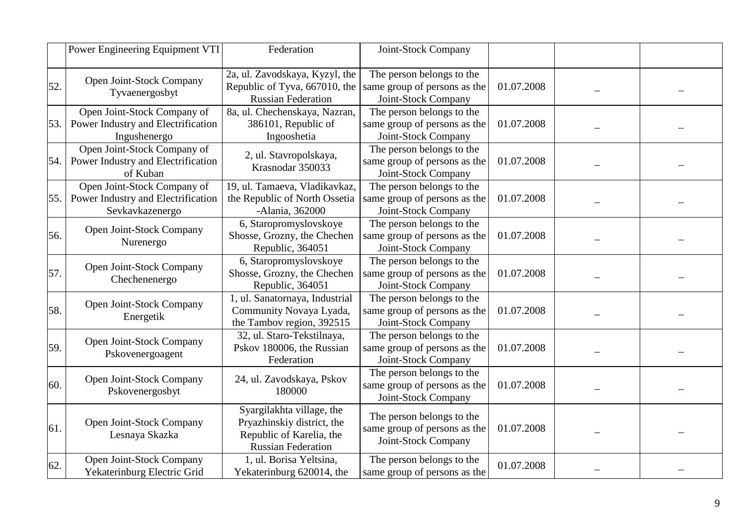| | | | | | | |
|---|---|---|---|---|---|---|
| | Power Engineering Equipment VTI | Federation | Joint-Stock Company | | | |
| 52. | Open Joint-Stock Company Tyvaenergosbyt | 2a, ul. Zavodskaya, Kyzyl, the Republic of Tyva, 667010, the Russian Federation | The person belongs to the same group of persons as the Joint-Stock Company | 01.07.2008 | – | – |
| 53. | Open Joint-Stock Company of Power Industry and Electrification Ingushenergo | 8a, ul. Chechenskaya, Nazran, 386101, Republic of Ingooshetia | The person belongs to the same group of persons as the Joint-Stock Company | 01.07.2008 | – | – |
| 54. | Open Joint-Stock Company of Power Industry and Electrification of Kuban | 2, ul. Stavropolskaya, Krasnodar 350033 | The person belongs to the same group of persons as the Joint-Stock Company | 01.07.2008 | – | – |
| 55. | Open Joint-Stock Company of Power Industry and Electrification Sevkavkazenergo | 19, ul. Tamaeva, Vladikavkaz, the Republic of North Ossetia -Alania, 362000 | The person belongs to the same group of persons as the Joint-Stock Company | 01.07.2008 | – | – |
| 56. | Open Joint-Stock Company Nurenergo | 6, Staropromyslovskoye Shosse, Grozny, the Chechen Republic, 364051 | The person belongs to the same group of persons as the Joint-Stock Company | 01.07.2008 | – | – |
| 57. | Open Joint-Stock Company Chechenenergo | 6, Staropromyslovskoye Shosse, Grozny, the Chechen Republic, 364051 | The person belongs to the same group of persons as the Joint-Stock Company | 01.07.2008 | – | – |
| 58. | Open Joint-Stock Company Energetik | 1, ul. Sanatornaya, Industrial Community Novaya Lyada, the Tambov region, 392515 | The person belongs to the same group of persons as the Joint-Stock Company | 01.07.2008 | – | – |
| 59. | Open Joint-Stock Company Pskovenergoagent | 32, ul. Staro-Tekstilnaya, Pskov 180006, the Russian Federation | The person belongs to the same group of persons as the Joint-Stock Company | 01.07.2008 | – | – |
| 60. | Open Joint-Stock Company Pskovenergosbyt | 24, ul. Zavodskaya, Pskov 180000 | The person belongs to the same group of persons as the Joint-Stock Company | 01.07.2008 | – | – |
| 61. | Open Joint-Stock Company Lesnaya Skazka | Syargilakhta village, the Pryazhinskiy district, the Republic of Karelia, the Russian Federation | The person belongs to the same group of persons as the Joint-Stock Company | 01.07.2008 | – | – |
| 62. | Open Joint-Stock Company Yekaterinburg Electric Grid | 1, ul. Borisa Yeltsina, Yekaterinburg 620014, the | The person belongs to the same group of persons as the | 01.07.2008 | – | – |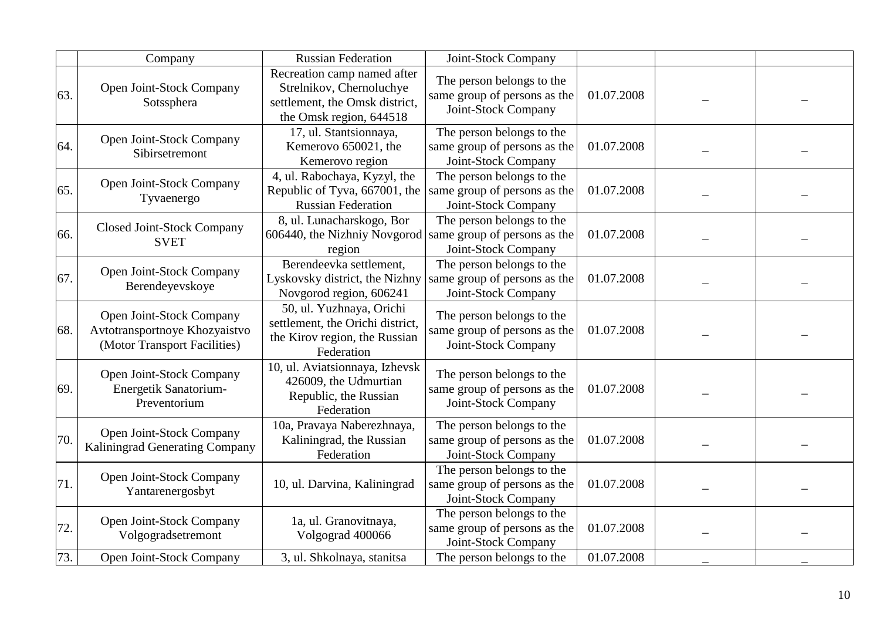|  | Company | Russian Federation | Joint-Stock Company |  |  |  |
|---|---|---|---|---|---|---|
| 63. | Open Joint-Stock Company Sotssphera | Recreation camp named after Strelnikov, Chernoluchye settlement, the Omsk district, the Omsk region, 644518 | The person belongs to the same group of persons as the Joint-Stock Company | 01.07.2008 | – | – |
| 64. | Open Joint-Stock Company Sibirsetremont | 17, ul. Stantsionnaya, Kemerovo 650021, the Kemerovo region | The person belongs to the same group of persons as the Joint-Stock Company | 01.07.2008 | – | – |
| 65. | Open Joint-Stock Company Tyvaenergo | 4, ul. Rabochaya, Kyzyl, the Republic of Tyva, 667001, the Russian Federation | The person belongs to the same group of persons as the Joint-Stock Company | 01.07.2008 | – | – |
| 66. | Closed Joint-Stock Company SVET | 8, ul. Lunacharskogo, Bor 606440, the Nizhniy Novgorod region | The person belongs to the same group of persons as the Joint-Stock Company | 01.07.2008 | – | – |
| 67. | Open Joint-Stock Company Berendeyevskoye | Berendeevka settlement, Lyskovsky district, the Nizhny Novgorod region, 606241 | The person belongs to the same group of persons as the Joint-Stock Company | 01.07.2008 | – | – |
| 68. | Open Joint-Stock Company Avtotransportnoye Khozyaistvo (Motor Transport Facilities) | 50, ul. Yuzhnaya, Orichi settlement, the Orichi district, the Kirov region, the Russian Federation | The person belongs to the same group of persons as the Joint-Stock Company | 01.07.2008 | – | – |
| 69. | Open Joint-Stock Company Energetik Sanatorium-Preventorium | 10, ul. Aviatsionnaya, Izhevsk 426009, the Udmurtian Republic, the Russian Federation | The person belongs to the same group of persons as the Joint-Stock Company | 01.07.2008 | – | – |
| 70. | Open Joint-Stock Company Kaliningrad Generating Company | 10a, Pravaya Naberezhnaya, Kaliningrad, the Russian Federation | The person belongs to the same group of persons as the Joint-Stock Company | 01.07.2008 | – | – |
| 71. | Open Joint-Stock Company Yantarenergosbyt | 10, ul. Darvina, Kaliningrad | The person belongs to the same group of persons as the Joint-Stock Company | 01.07.2008 | – | – |
| 72. | Open Joint-Stock Company Volgogradsetremont | 1a, ul. Granovitnaya, Volgograd 400066 | The person belongs to the same group of persons as the Joint-Stock Company | 01.07.2008 | – | – |
| 73. | Open Joint-Stock Company | 3, ul. Shkolnaya, stanitsa | The person belongs to the | 01.07.2008 | – | – |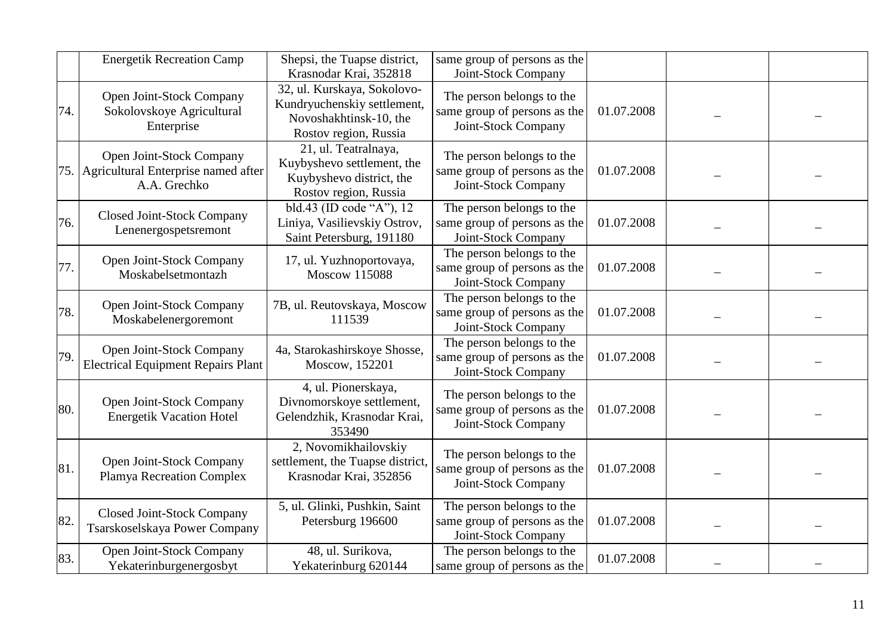| | | | | | | |
|---|---|---|---|---|---|---|
| | Energetik Recreation Camp | Shepsi, the Tuapse district, Krasnodar Krai, 352818 | same group of persons as the Joint-Stock Company | | | |
| 74. | Open Joint-Stock Company Sokolovskoye Agricultural Enterprise | 32, ul. Kurskaya, Sokolovo-Kundryuchenskiy settlement, Novoshakhtinsk-10, the Rostov region, Russia | The person belongs to the same group of persons as the Joint-Stock Company | 01.07.2008 | – | – |
| 75. | Open Joint-Stock Company Agricultural Enterprise named after A.A. Grechko | 21, ul. Teatralnaya, Kuybyshevo settlement, the Kuybyshevo district, the Rostov region, Russia | The person belongs to the same group of persons as the Joint-Stock Company | 01.07.2008 | – | – |
| 76. | Closed Joint-Stock Company Lenenergospetsremont | bld.43 (ID code "A"), 12 Liniya, Vasilievskiy Ostrov, Saint Petersburg, 191180 | The person belongs to the same group of persons as the Joint-Stock Company | 01.07.2008 | – | – |
| 77. | Open Joint-Stock Company Moskabelsetmontazh | 17, ul. Yuzhnoportovaya, Moscow 115088 | The person belongs to the same group of persons as the Joint-Stock Company | 01.07.2008 | – | – |
| 78. | Open Joint-Stock Company Moskabelenergoremont | 7B, ul. Reutovskaya, Moscow 111539 | The person belongs to the same group of persons as the Joint-Stock Company | 01.07.2008 | – | – |
| 79. | Open Joint-Stock Company Electrical Equipment Repairs Plant | 4a, Starokashirskoye Shosse, Moscow, 152201 | The person belongs to the same group of persons as the Joint-Stock Company | 01.07.2008 | – | – |
| 80. | Open Joint-Stock Company Energetik Vacation Hotel | 4, ul. Pionerskaya, Divnomorskoye settlement, Gelendzhik, Krasnodar Krai, 353490 | The person belongs to the same group of persons as the Joint-Stock Company | 01.07.2008 | – | – |
| 81. | Open Joint-Stock Company Plamya Recreation Complex | 2, Novomikhailovskiy settlement, the Tuapse district, Krasnodar Krai, 352856 | The person belongs to the same group of persons as the Joint-Stock Company | 01.07.2008 | – | – |
| 82. | Closed Joint-Stock Company Tsarskoselskaya Power Company | 5, ul. Glinki, Pushkin, Saint Petersburg 196600 | The person belongs to the same group of persons as the Joint-Stock Company | 01.07.2008 | – | – |
| 83. | Open Joint-Stock Company Yekaterinburgenergosbyt | 48, ul. Surikova, Yekaterinburg 620144 | The person belongs to the same group of persons as the | 01.07.2008 | – | – |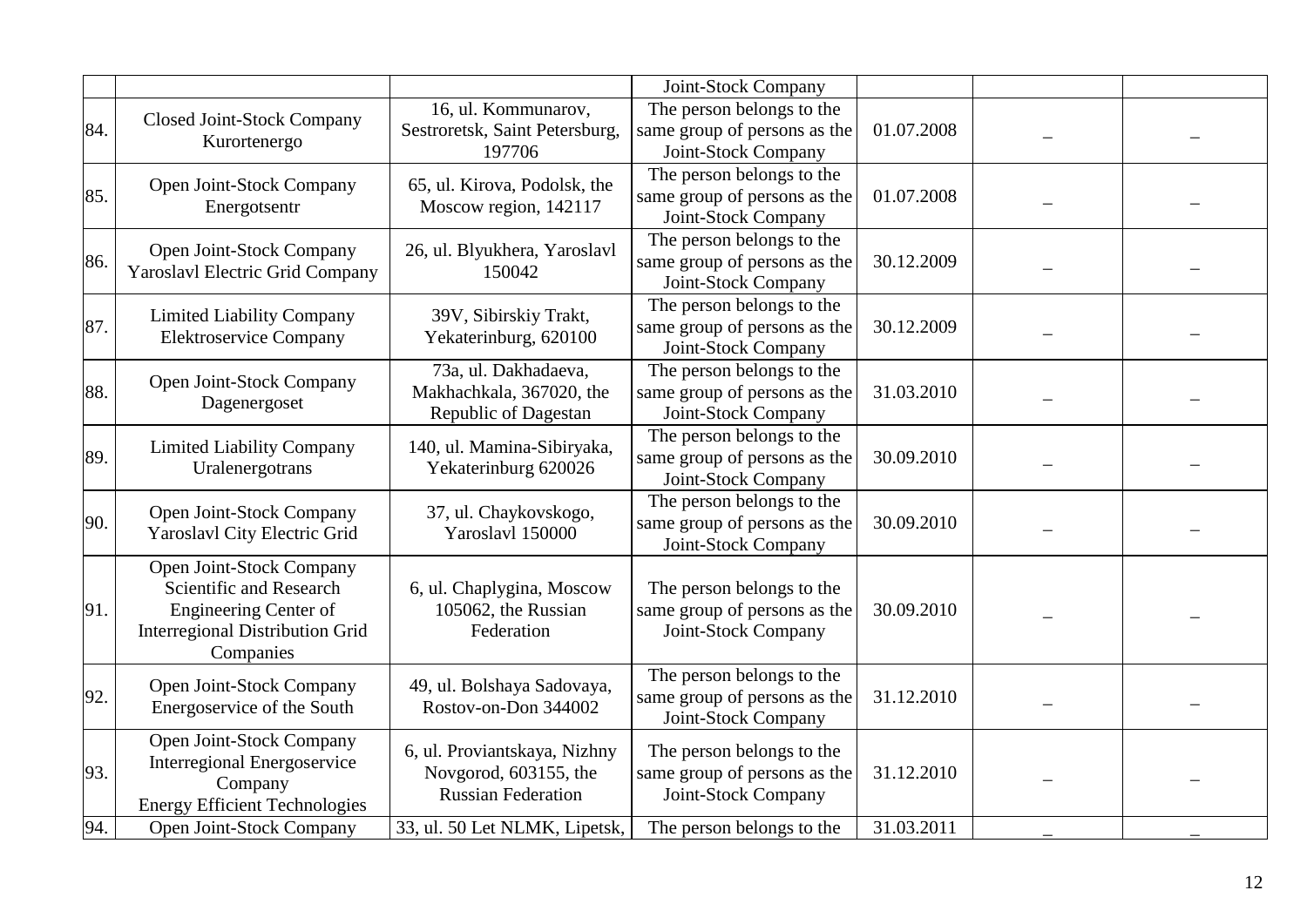| | | | Joint-Stock Company | | | |
|---|---|---|---|---|---|---|
| 84. | Closed Joint-Stock Company Kurortenergo | 16, ul. Kommunarov, Sestroretsk, Saint Petersburg, 197706 | The person belongs to the same group of persons as the Joint-Stock Company | 01.07.2008 | – | – |
| 85. | Open Joint-Stock Company Energotsentr | 65, ul. Kirova, Podolsk, the Moscow region, 142117 | The person belongs to the same group of persons as the Joint-Stock Company | 01.07.2008 | – | – |
| 86. | Open Joint-Stock Company Yaroslavl Electric Grid Company | 26, ul. Blyukhera, Yaroslavl 150042 | The person belongs to the same group of persons as the Joint-Stock Company | 30.12.2009 | – | – |
| 87. | Limited Liability Company Elektroservice Company | 39V, Sibirskiy Trakt, Yekaterinburg, 620100 | The person belongs to the same group of persons as the Joint-Stock Company | 30.12.2009 | – | – |
| 88. | Open Joint-Stock Company Dagenergoset | 73a, ul. Dakhadaeva, Makhachkala, 367020, the Republic of Dagestan | The person belongs to the same group of persons as the Joint-Stock Company | 31.03.2010 | – | – |
| 89. | Limited Liability Company Uralenergotrans | 140, ul. Mamina-Sibiryaka, Yekaterinburg 620026 | The person belongs to the same group of persons as the Joint-Stock Company | 30.09.2010 | – | – |
| 90. | Open Joint-Stock Company Yaroslavl City Electric Grid | 37, ul. Chaykovskogo, Yaroslavl 150000 | The person belongs to the same group of persons as the Joint-Stock Company | 30.09.2010 | – | – |
| 91. | Open Joint-Stock Company Scientific and Research Engineering Center of Interregional Distribution Grid Companies | 6, ul. Chaplygina, Moscow 105062, the Russian Federation | The person belongs to the same group of persons as the Joint-Stock Company | 30.09.2010 | – | – |
| 92. | Open Joint-Stock Company Energoservice of the South | 49, ul. Bolshaya Sadovaya, Rostov-on-Don 344002 | The person belongs to the same group of persons as the Joint-Stock Company | 31.12.2010 | – | – |
| 93. | Open Joint-Stock Company Interregional Energoservice Company Energy Efficient Technologies | 6, ul. Proviantskaya, Nizhny Novgorod, 603155, the Russian Federation | The person belongs to the same group of persons as the Joint-Stock Company | 31.12.2010 | – | – |
| 94. | Open Joint-Stock Company | 33, ul. 50 Let NLMK, Lipetsk, | The person belongs to the | 31.03.2011 | – | – |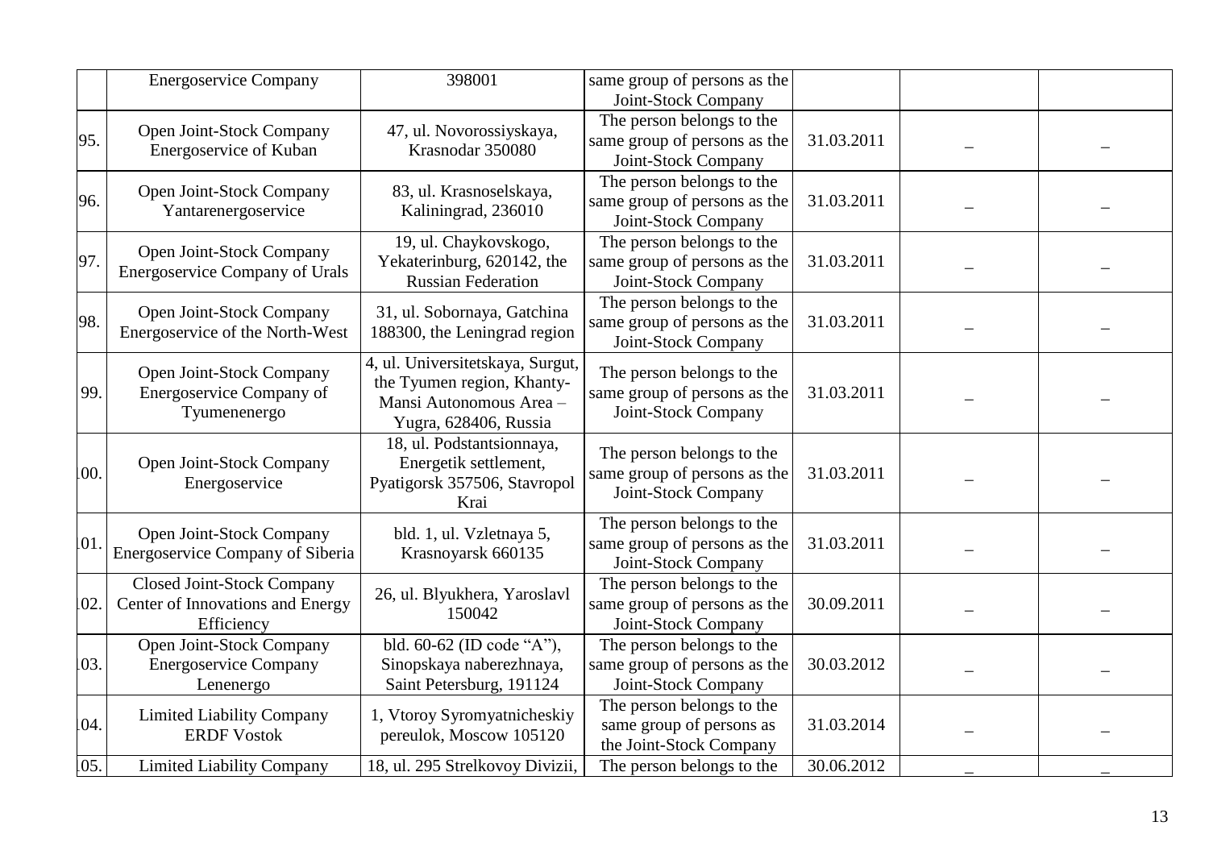| | Energoservice Company | 398001 | same group of persons as the Joint-Stock Company | | | |
|---|---|---|---|---|---|---|
| 95. | Open Joint-Stock Company Energoservice of Kuban | 47, ul. Novorossiyskaya, Krasnodar 350080 | The person belongs to the same group of persons as the Joint-Stock Company | 31.03.2011 | – | – |
| 96. | Open Joint-Stock Company Yantarenergoservice | 83, ul. Krasnoselskaya, Kaliningrad, 236010 | The person belongs to the same group of persons as the Joint-Stock Company | 31.03.2011 | – | – |
| 97. | Open Joint-Stock Company Energoservice Company of Urals | 19, ul. Chaykovskogo, Yekaterinburg, 620142, the Russian Federation | The person belongs to the same group of persons as the Joint-Stock Company | 31.03.2011 | – | – |
| 98. | Open Joint-Stock Company Energoservice of the North-West | 31, ul. Sobornaya, Gatchina 188300, the Leningrad region | The person belongs to the same group of persons as the Joint-Stock Company | 31.03.2011 | – | – |
| 99. | Open Joint-Stock Company Energoservice Company of Tyumenenergo | 4, ul. Universitetskaya, Surgut, the Tyumen region, Khanty-Mansi Autonomous Area – Yugra, 628406, Russia | The person belongs to the same group of persons as the Joint-Stock Company | 31.03.2011 | – | – |
| 100. | Open Joint-Stock Company Energoservice | 18, ul. Podstantsionnaya, Energetik settlement, Pyatigorsk 357506, Stavropol Krai | The person belongs to the same group of persons as the Joint-Stock Company | 31.03.2011 | – | – |
| 101. | Open Joint-Stock Company Energoservice Company of Siberia | bld. 1, ul. Vzletnaya 5, Krasnoyarsk 660135 | The person belongs to the same group of persons as the Joint-Stock Company | 31.03.2011 | – | – |
| 102. | Closed Joint-Stock Company Center of Innovations and Energy Efficiency | 26, ul. Blyukhera, Yaroslavl 150042 | The person belongs to the same group of persons as the Joint-Stock Company | 30.09.2011 | – | – |
| 103. | Open Joint-Stock Company Energoservice Company Lenenergo | bld. 60-62 (ID code "A"), Sinopskaya naberezhnaya, Saint Petersburg, 191124 | The person belongs to the same group of persons as the Joint-Stock Company | 30.03.2012 | – | – |
| 104. | Limited Liability Company ERDF Vostok | 1, Vtoroy Syromyatnicheskiy pereulok, Moscow 105120 | The person belongs to the same group of persons as the Joint-Stock Company | 31.03.2014 | – | – |
| 105. | Limited Liability Company | 18, ul. 295 Strelkovoy Divizii, | The person belongs to the | 30.06.2012 | – | – |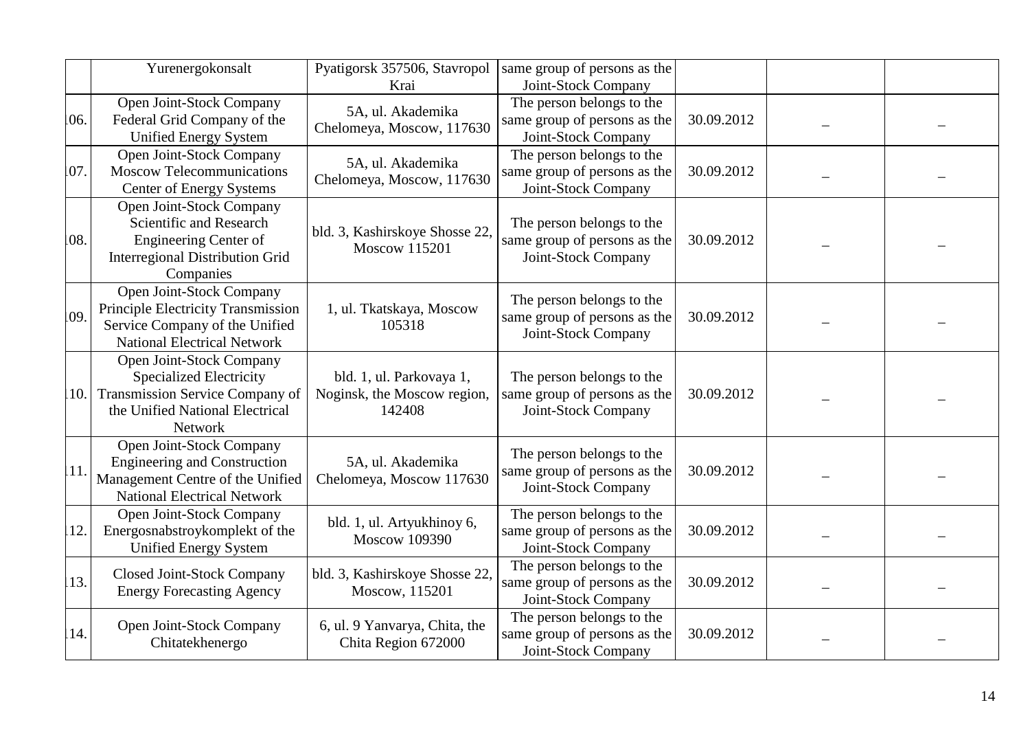| | | | | | | |
|---|---|---|---|---|---|---|
| | Yurenergokonsalt | Pyatigorsk 357506, Stavropol Krai | same group of persons as the Joint-Stock Company | | | |
| 106. | Open Joint-Stock Company Federal Grid Company of the Unified Energy System | 5A, ul. Akademika Chelomeya, Moscow, 117630 | The person belongs to the same group of persons as the Joint-Stock Company | 30.09.2012 | – | – |
| 107. | Open Joint-Stock Company Moscow Telecommunications Center of Energy Systems | 5A, ul. Akademika Chelomeya, Moscow, 117630 | The person belongs to the same group of persons as the Joint-Stock Company | 30.09.2012 | – | – |
| 108. | Open Joint-Stock Company Scientific and Research Engineering Center of Interregional Distribution Grid Companies | bld. 3, Kashirskoye Shosse 22, Moscow 115201 | The person belongs to the same group of persons as the Joint-Stock Company | 30.09.2012 | – | – |
| 109. | Open Joint-Stock Company Principle Electricity Transmission Service Company of the Unified National Electrical Network | 1, ul. Tkatskaya, Moscow 105318 | The person belongs to the same group of persons as the Joint-Stock Company | 30.09.2012 | – | – |
| 110. | Open Joint-Stock Company Specialized Electricity Transmission Service Company of the Unified National Electrical Network | bld. 1, ul. Parkovaya 1, Noginsk, the Moscow region, 142408 | The person belongs to the same group of persons as the Joint-Stock Company | 30.09.2012 | – | – |
| 111. | Open Joint-Stock Company Engineering and Construction Management Centre of the Unified National Electrical Network | 5A, ul. Akademika Chelomeya, Moscow 117630 | The person belongs to the same group of persons as the Joint-Stock Company | 30.09.2012 | – | – |
| 112. | Open Joint-Stock Company Energosnabstroykomplekt of the Unified Energy System | bld. 1, ul. Artyukhinoy 6, Moscow 109390 | The person belongs to the same group of persons as the Joint-Stock Company | 30.09.2012 | – | – |
| 113. | Closed Joint-Stock Company Energy Forecasting Agency | bld. 3, Kashirskoye Shosse 22, Moscow, 115201 | The person belongs to the same group of persons as the Joint-Stock Company | 30.09.2012 | – | – |
| 114. | Open Joint-Stock Company Chitatekhenergo | 6, ul. 9 Yanvarya, Chita, the Chita Region 672000 | The person belongs to the same group of persons as the Joint-Stock Company | 30.09.2012 | – | – |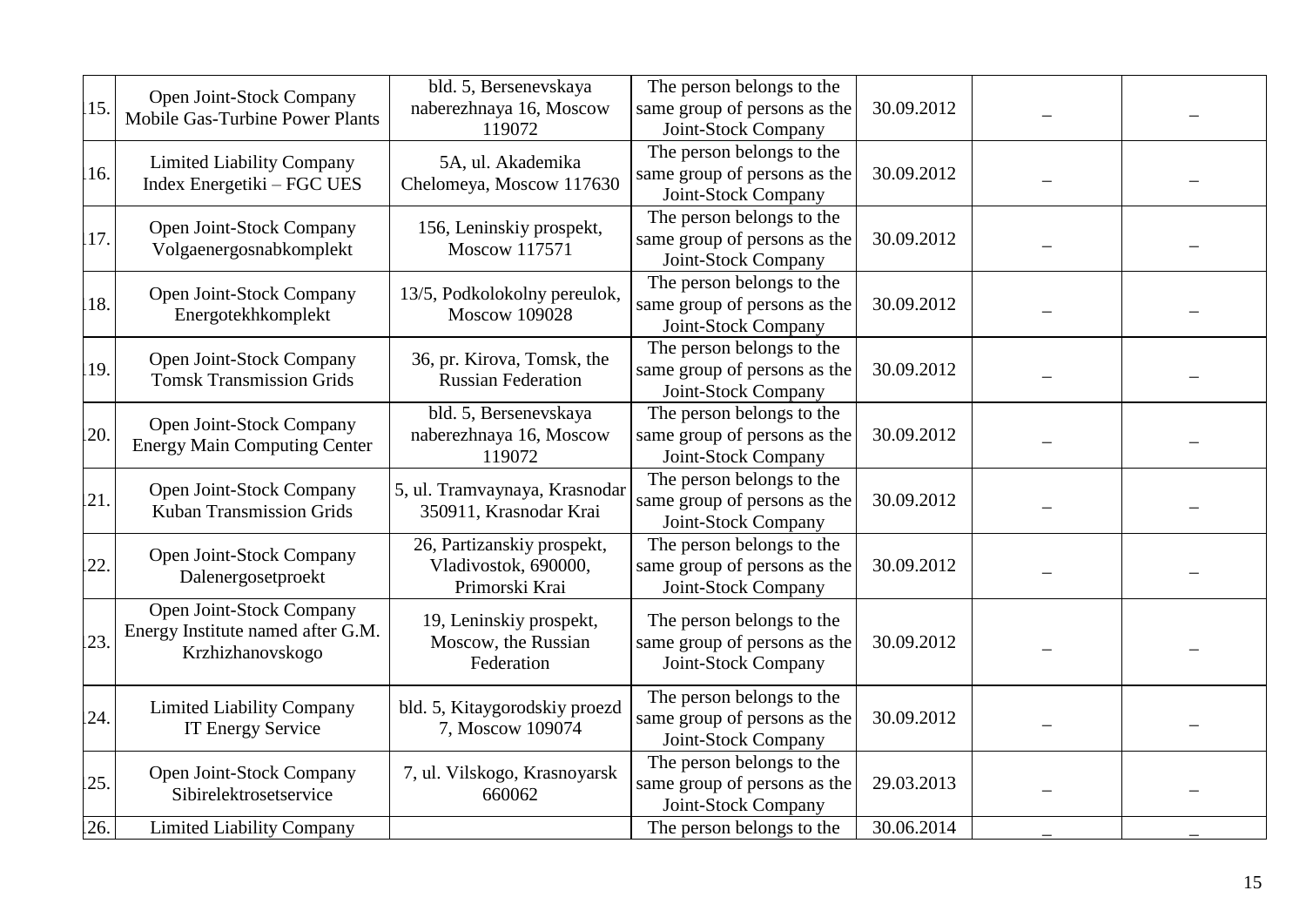| | | | | | | |
|---|---|---|---|---|---|---|
| 115. | Open Joint-Stock Company Mobile Gas-Turbine Power Plants | bld. 5, Bersenevskaya naberezhnaya 16, Moscow 119072 | The person belongs to the same group of persons as the Joint-Stock Company | 30.09.2012 | – | – |
| 116. | Limited Liability Company Index Energetiki – FGC UES | 5A, ul. Akademika Chelomeya, Moscow 117630 | The person belongs to the same group of persons as the Joint-Stock Company | 30.09.2012 | – | – |
| 117. | Open Joint-Stock Company Volgaenergosnabkomplekt | 156, Leninskiy prospekt, Moscow 117571 | The person belongs to the same group of persons as the Joint-Stock Company | 30.09.2012 | – | – |
| 118. | Open Joint-Stock Company Energotekhkomplekt | 13/5, Podkolokolny pereulok, Moscow 109028 | The person belongs to the same group of persons as the Joint-Stock Company | 30.09.2012 | – | – |
| 119. | Open Joint-Stock Company Tomsk Transmission Grids | 36, pr. Kirova, Tomsk, the Russian Federation | The person belongs to the same group of persons as the Joint-Stock Company | 30.09.2012 | – | – |
| 120. | Open Joint-Stock Company Energy Main Computing Center | bld. 5, Bersenevskaya naberezhnaya 16, Moscow 119072 | The person belongs to the same group of persons as the Joint-Stock Company | 30.09.2012 | – | – |
| 121. | Open Joint-Stock Company Kuban Transmission Grids | 5, ul. Tramvaynaya, Krasnodar 350911, Krasnodar Krai | The person belongs to the same group of persons as the Joint-Stock Company | 30.09.2012 | – | – |
| 122. | Open Joint-Stock Company Dalenergosetproekt | 26, Partizanskiy prospekt, Vladivostok, 690000, Primorski Krai | The person belongs to the same group of persons as the Joint-Stock Company | 30.09.2012 | – | – |
| 123. | Open Joint-Stock Company Energy Institute named after G.M. Krzhizhanovskogo | 19, Leninskiy prospekt, Moscow, the Russian Federation | The person belongs to the same group of persons as the Joint-Stock Company | 30.09.2012 | – | – |
| 124. | Limited Liability Company IT Energy Service | bld. 5, Kitaygorodskiy proezd 7, Moscow 109074 | The person belongs to the same group of persons as the Joint-Stock Company | 30.09.2012 | – | – |
| 125. | Open Joint-Stock Company Sibirelektrosetservice | 7, ul. Vilskogo, Krasnoyarsk 660062 | The person belongs to the same group of persons as the Joint-Stock Company | 29.03.2013 | – | – |
| 126. | Limited Liability Company | | The person belongs to the | 30.06.2014 | – | – |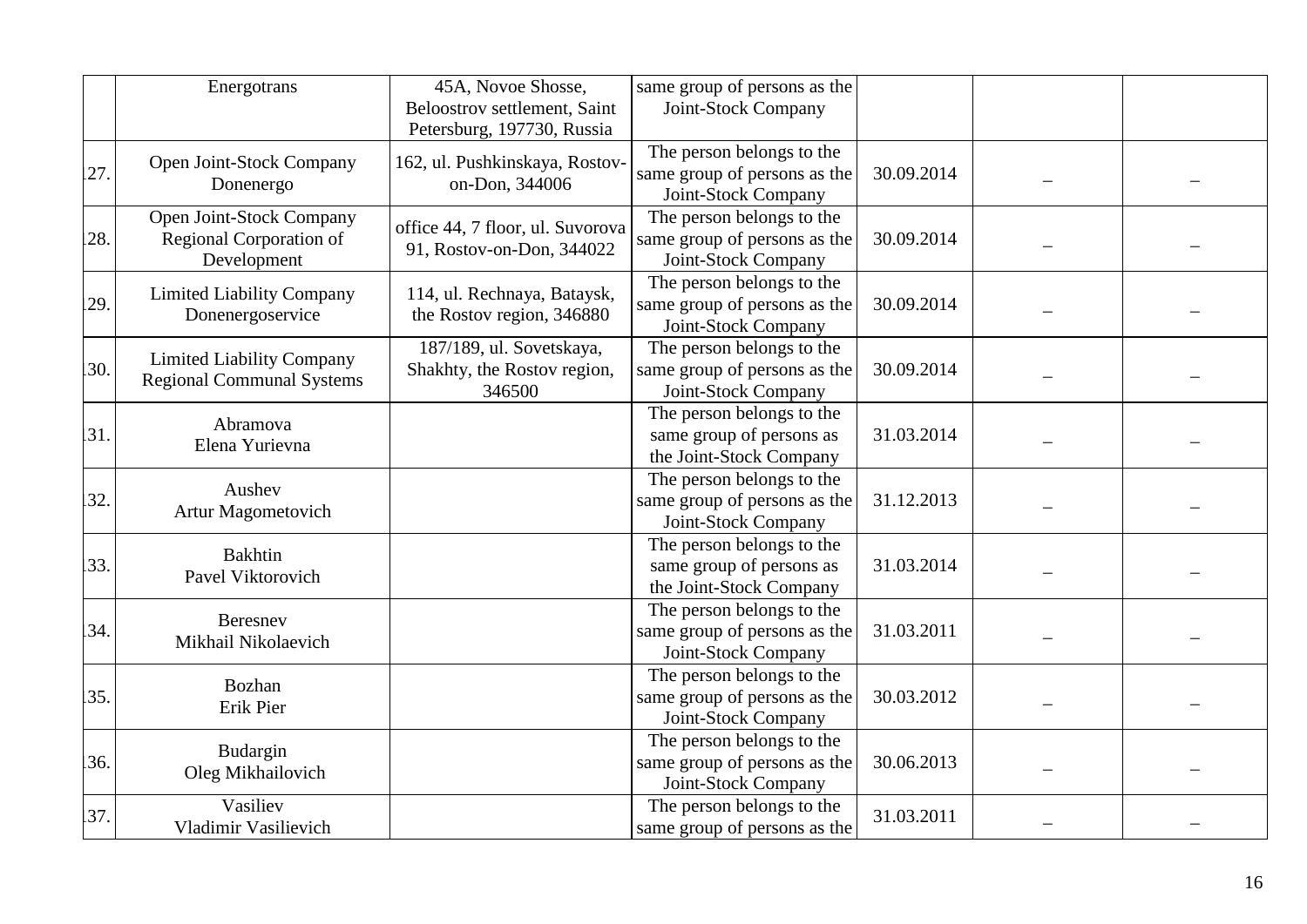| | | | | | | |
|---|---|---|---|---|---|---|
| | Energotrans | 45A, Novoe Shosse, Beloostrov settlement, Saint Petersburg, 197730, Russia | same group of persons as the Joint-Stock Company | | | |
| 127. | Open Joint-Stock Company Donenergo | 162, ul. Pushkinskaya, Rostov-on-Don, 344006 | The person belongs to the same group of persons as the Joint-Stock Company | 30.09.2014 | – | – |
| 128. | Open Joint-Stock Company Regional Corporation of Development | office 44, 7 floor, ul. Suvorova 91, Rostov-on-Don, 344022 | The person belongs to the same group of persons as the Joint-Stock Company | 30.09.2014 | – | – |
| 129. | Limited Liability Company Donenergoservice | 114, ul. Rechnaya, Bataysk, the Rostov region, 346880 | The person belongs to the same group of persons as the Joint-Stock Company | 30.09.2014 | – | – |
| 130. | Limited Liability Company Regional Communal Systems | 187/189, ul. Sovetskaya, Shakhty, the Rostov region, 346500 | The person belongs to the same group of persons as the Joint-Stock Company | 30.09.2014 | – | – |
| 131. | Abramova Elena Yurievna | | The person belongs to the same group of persons as the Joint-Stock Company | 31.03.2014 | – | – |
| 132. | Aushev Artur Magometovich | | The person belongs to the same group of persons as the Joint-Stock Company | 31.12.2013 | – | – |
| 133. | Bakhtin Pavel Viktorovich | | The person belongs to the same group of persons as the Joint-Stock Company | 31.03.2014 | – | – |
| 134. | Beresnev Mikhail Nikolaevich | | The person belongs to the same group of persons as the Joint-Stock Company | 31.03.2011 | – | – |
| 135. | Bozhan Erik Pier | | The person belongs to the same group of persons as the Joint-Stock Company | 30.03.2012 | – | – |
| 136. | Budargin Oleg Mikhailovich | | The person belongs to the same group of persons as the Joint-Stock Company | 30.06.2013 | – | – |
| 137. | Vasiliev Vladimir Vasilievich | | The person belongs to the same group of persons as the | 31.03.2011 | – | – |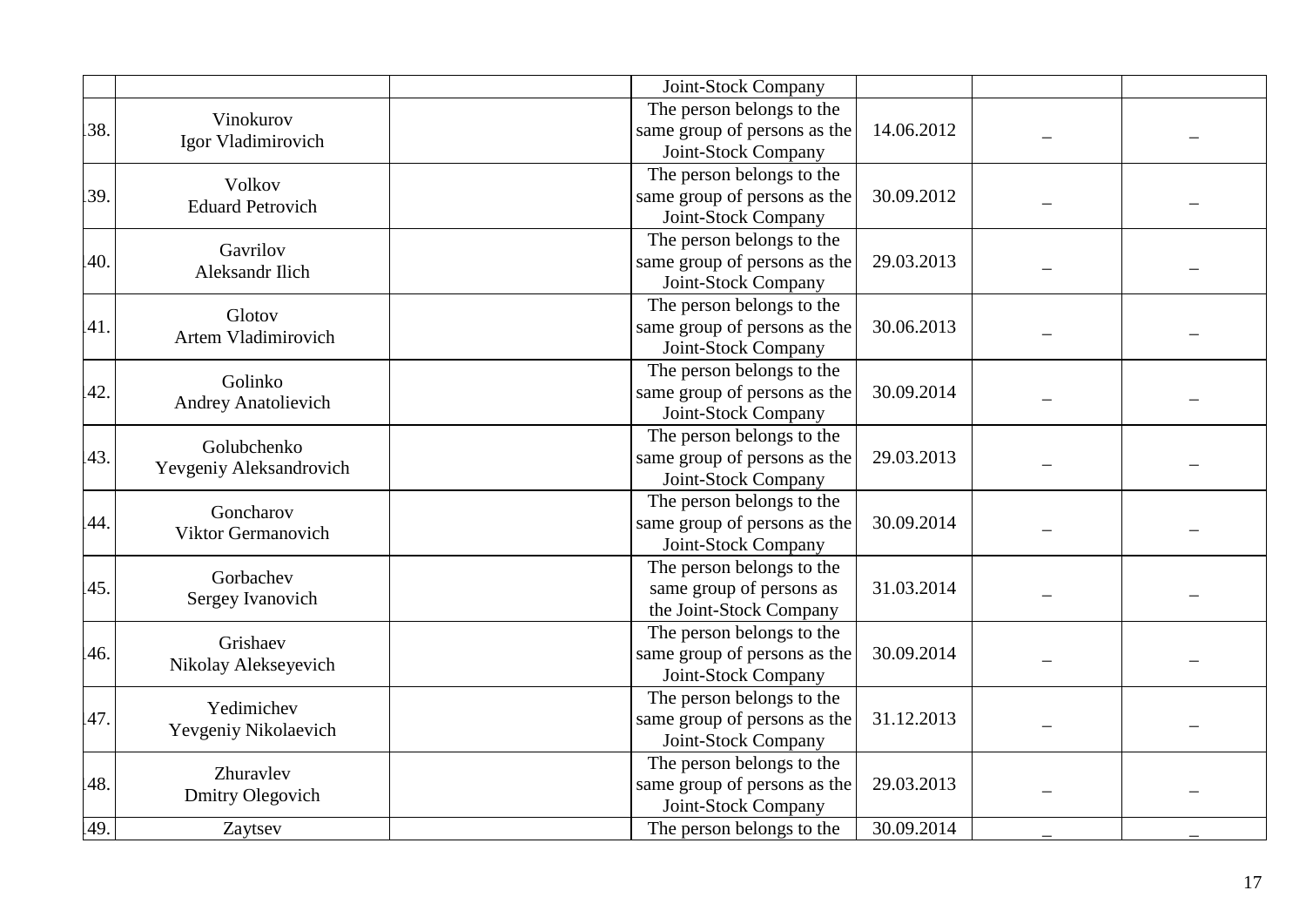| | | | | | | |
|---|---|---|---|---|---|---|
| | | | Joint-Stock Company | | | |
| 138. | Vinokurov Igor Vladimirovich | | The person belongs to the same group of persons as the Joint-Stock Company | 14.06.2012 | – | – |
| 139. | Volkov Eduard Petrovich | | The person belongs to the same group of persons as the Joint-Stock Company | 30.09.2012 | – | – |
| 140. | Gavrilov Aleksandr Ilich | | The person belongs to the same group of persons as the Joint-Stock Company | 29.03.2013 | – | – |
| 141. | Glotov Artem Vladimirovich | | The person belongs to the same group of persons as the Joint-Stock Company | 30.06.2013 | – | – |
| 142. | Golinko Andrey Anatolievich | | The person belongs to the same group of persons as the Joint-Stock Company | 30.09.2014 | – | – |
| 143. | Golubchenko Yevgeniy Aleksandrovich | | The person belongs to the same group of persons as the Joint-Stock Company | 29.03.2013 | – | – |
| 144. | Goncharov Viktor Germanovich | | The person belongs to the same group of persons as the Joint-Stock Company | 30.09.2014 | – | – |
| 145. | Gorbachev Sergey Ivanovich | | The person belongs to the same group of persons as the Joint-Stock Company | 31.03.2014 | – | – |
| 146. | Grishaev Nikolay Alekseyevich | | The person belongs to the same group of persons as the Joint-Stock Company | 30.09.2014 | – | – |
| 147. | Yedimichev Yevgeniy Nikolaevich | | The person belongs to the same group of persons as the Joint-Stock Company | 31.12.2013 | – | – |
| 148. | Zhuravlev Dmitry Olegovich | | The person belongs to the same group of persons as the Joint-Stock Company | 29.03.2013 | – | – |
| 149. | Zaytsev | | The person belongs to the | 30.09.2014 | – | – |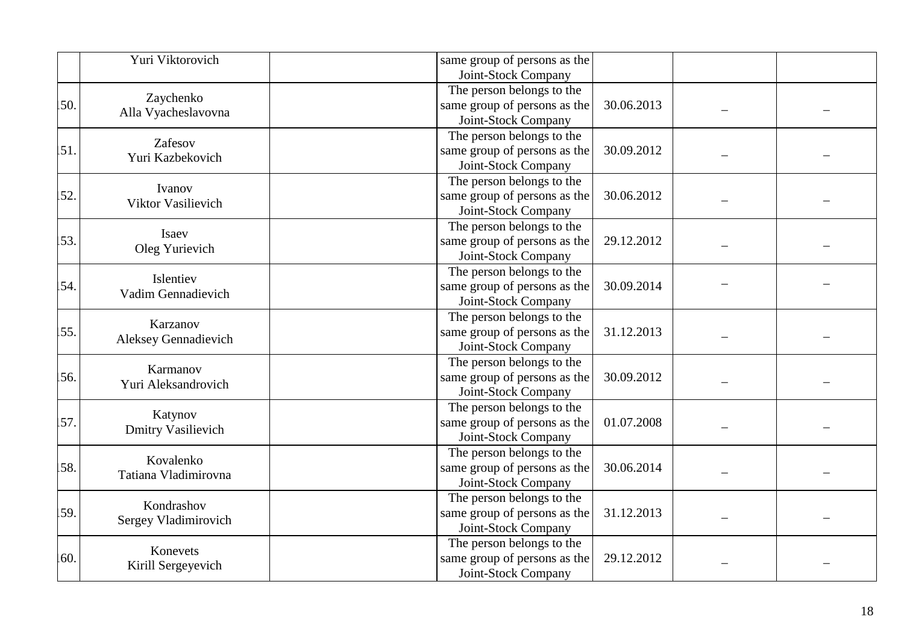| | | | | | | |
|---|---|---|---|---|---|---|
| | Yuri Viktorovich | | same group of persons as the Joint-Stock Company | | | |
| 150. | Zaychenko Alla Vyacheslavovna | | The person belongs to the same group of persons as the Joint-Stock Company | 30.06.2013 | – | – |
| 151. | Zafesov Yuri Kazbekovich | | The person belongs to the same group of persons as the Joint-Stock Company | 30.09.2012 | – | – |
| 152. | Ivanov Viktor Vasilievich | | The person belongs to the same group of persons as the Joint-Stock Company | 30.06.2012 | – | – |
| 153. | Isaev Oleg Yurievich | | The person belongs to the same group of persons as the Joint-Stock Company | 29.12.2012 | – | – |
| 154. | Islentiev Vadim Gennadievich | | The person belongs to the same group of persons as the Joint-Stock Company | 30.09.2014 | – | – |
| 155. | Karzanov Aleksey Gennadievich | | The person belongs to the same group of persons as the Joint-Stock Company | 31.12.2013 | – | – |
| 156. | Karmanov Yuri Aleksandrovich | | The person belongs to the same group of persons as the Joint-Stock Company | 30.09.2012 | – | – |
| 157. | Katynov Dmitry Vasilievich | | The person belongs to the same group of persons as the Joint-Stock Company | 01.07.2008 | – | – |
| 158. | Kovalenko Tatiana Vladimirovna | | The person belongs to the same group of persons as the Joint-Stock Company | 30.06.2014 | – | – |
| 159. | Kondrashov Sergey Vladimirovich | | The person belongs to the same group of persons as the Joint-Stock Company | 31.12.2013 | – | – |
| 160. | Konevets Kirill Sergeyevich | | The person belongs to the same group of persons as the Joint-Stock Company | 29.12.2012 | – | – |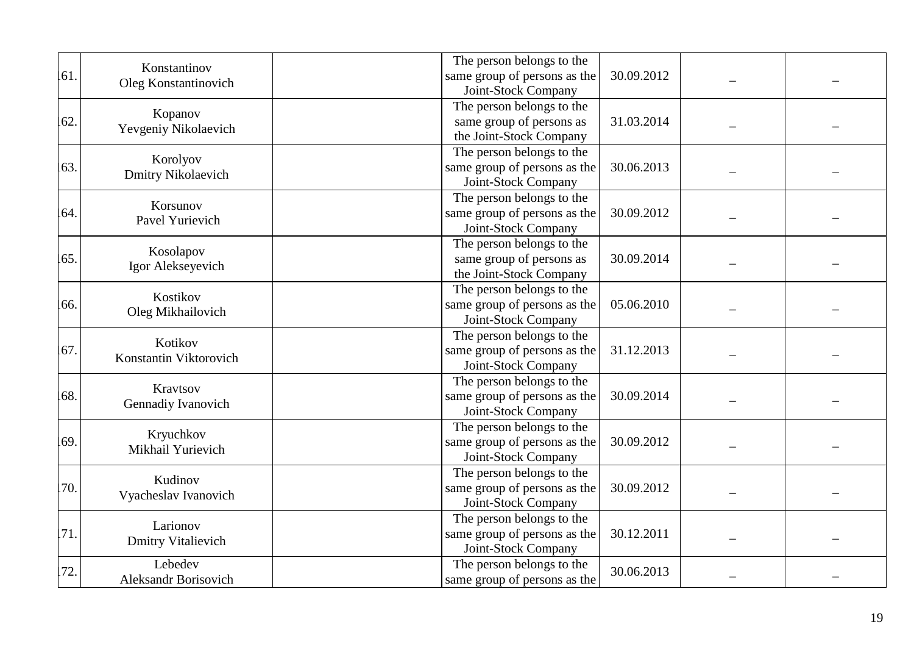| | | | | | | |
|---|---|---|---|---|---|---|
| 161. | Konstantinov Oleg Konstantinovich | | The person belongs to the same group of persons as the Joint-Stock Company | 30.09.2012 | – | – |
| 162. | Kopanov Yevgeniy Nikolaevich | | The person belongs to the same group of persons as the Joint-Stock Company | 31.03.2014 | – | – |
| 163. | Korolyov Dmitry Nikolaevich | | The person belongs to the same group of persons as the Joint-Stock Company | 30.06.2013 | – | – |
| 164. | Korsunov Pavel Yurievich | | The person belongs to the same group of persons as the Joint-Stock Company | 30.09.2012 | – | – |
| 165. | Kosolapov Igor Alekseyevich | | The person belongs to the same group of persons as the Joint-Stock Company | 30.09.2014 | – | – |
| 166. | Kostikov Oleg Mikhailovich | | The person belongs to the same group of persons as the Joint-Stock Company | 05.06.2010 | – | – |
| 167. | Kotikov Konstantin Viktorovich | | The person belongs to the same group of persons as the Joint-Stock Company | 31.12.2013 | – | – |
| 168. | Kravtsov Gennadiy Ivanovich | | The person belongs to the same group of persons as the Joint-Stock Company | 30.09.2014 | – | – |
| 169. | Kryuchkov Mikhail Yurievich | | The person belongs to the same group of persons as the Joint-Stock Company | 30.09.2012 | – | – |
| 170. | Kudinov Vyacheslav Ivanovich | | The person belongs to the same group of persons as the Joint-Stock Company | 30.09.2012 | – | – |
| 171. | Larionov Dmitry Vitalievich | | The person belongs to the same group of persons as the Joint-Stock Company | 30.12.2011 | – | – |
| 172. | Lebedev Aleksandr Borisovich | | The person belongs to the same group of persons as the | 30.06.2013 | – | – |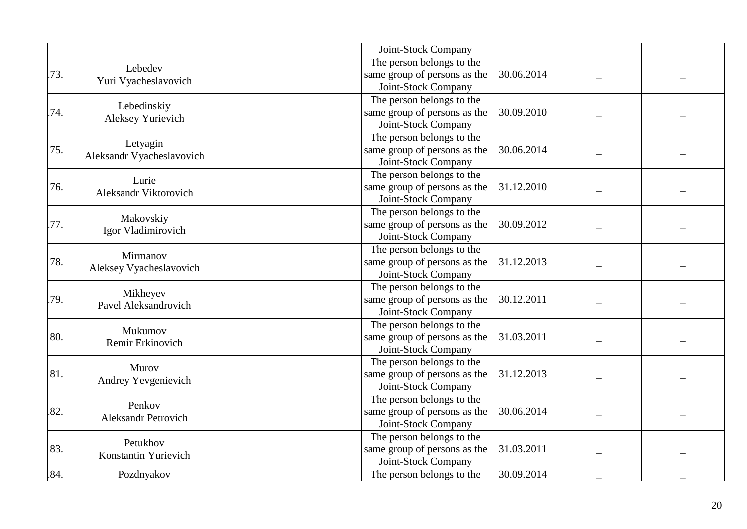| | | | | | | |
|---|---|---|---|---|---|---|
| | | | Joint-Stock Company | | | |
| 173. | Lebedev Yuri Vyacheslavovich | | The person belongs to the same group of persons as the Joint-Stock Company | 30.06.2014 | – | – |
| 174. | Lebedinskiy Aleksey Yurievich | | The person belongs to the same group of persons as the Joint-Stock Company | 30.09.2010 | – | – |
| 175. | Letyagin Aleksandr Vyacheslavovich | | The person belongs to the same group of persons as the Joint-Stock Company | 30.06.2014 | – | – |
| 176. | Lurie Aleksandr Viktorovich | | The person belongs to the same group of persons as the Joint-Stock Company | 31.12.2010 | – | – |
| 177. | Makovskiy Igor Vladimirovich | | The person belongs to the same group of persons as the Joint-Stock Company | 30.09.2012 | – | – |
| 178. | Mirmanov Aleksey Vyacheslavovich | | The person belongs to the same group of persons as the Joint-Stock Company | 31.12.2013 | – | – |
| 179. | Mikheyev Pavel Aleksandrovich | | The person belongs to the same group of persons as the Joint-Stock Company | 30.12.2011 | – | – |
| 180. | Mukumov Remir Erkinovich | | The person belongs to the same group of persons as the Joint-Stock Company | 31.03.2011 | – | – |
| 181. | Murov Andrey Yevgenievich | | The person belongs to the same group of persons as the Joint-Stock Company | 31.12.2013 | – | – |
| 182. | Penkov Aleksandr Petrovich | | The person belongs to the same group of persons as the Joint-Stock Company | 30.06.2014 | – | – |
| 183. | Petukhov Konstantin Yurievich | | The person belongs to the same group of persons as the Joint-Stock Company | 31.03.2011 | – | – |
| 184. | Pozdnyakov | | The person belongs to the | 30.09.2014 | – | – |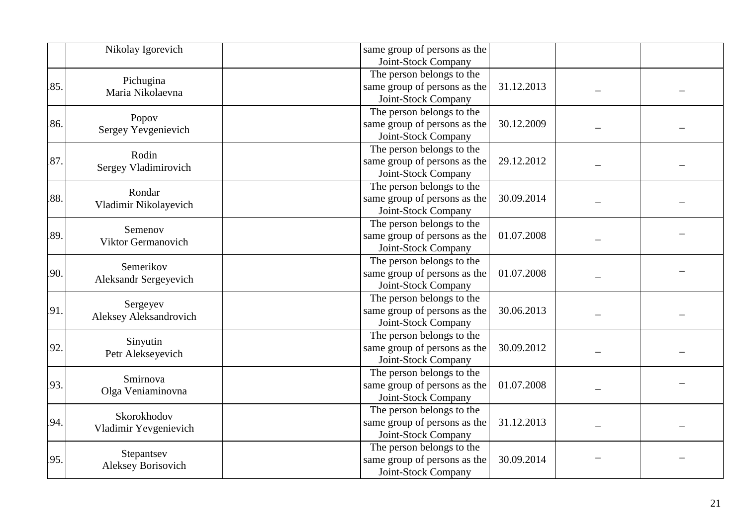| | | | | | | |
|---|---|---|---|---|---|---|
| | Nikolay Igorevich | | same group of persons as the Joint-Stock Company | | | |
| 185. | Pichugina Maria Nikolaevna | | The person belongs to the same group of persons as the Joint-Stock Company | 31.12.2013 | – | – |
| 186. | Popov Sergey Yevgenievich | | The person belongs to the same group of persons as the Joint-Stock Company | 30.12.2009 | – | – |
| 187. | Rodin Sergey Vladimirovich | | The person belongs to the same group of persons as the Joint-Stock Company | 29.12.2012 | – | – |
| 188. | Rondar Vladimir Nikolayevich | | The person belongs to the same group of persons as the Joint-Stock Company | 30.09.2014 | – | – |
| 189. | Semenov Viktor Germanovich | | The person belongs to the same group of persons as the Joint-Stock Company | 01.07.2008 | – | – |
| 190. | Semerikov Aleksandr Sergeyevich | | The person belongs to the same group of persons as the Joint-Stock Company | 01.07.2008 | – | – |
| 191. | Sergeyev Aleksey Aleksandrovich | | The person belongs to the same group of persons as the Joint-Stock Company | 30.06.2013 | – | – |
| 192. | Sinyutin Petr Alekseyevich | | The person belongs to the same group of persons as the Joint-Stock Company | 30.09.2012 | – | – |
| 193. | Smirnova Olga Veniaminovna | | The person belongs to the same group of persons as the Joint-Stock Company | 01.07.2008 | – | – |
| 194. | Skorokhodov Vladimir Yevgenievich | | The person belongs to the same group of persons as the Joint-Stock Company | 31.12.2013 | – | – |
| 195. | Stepantsev Aleksey Borisovich | | The person belongs to the same group of persons as the Joint-Stock Company | 30.09.2014 | – | – |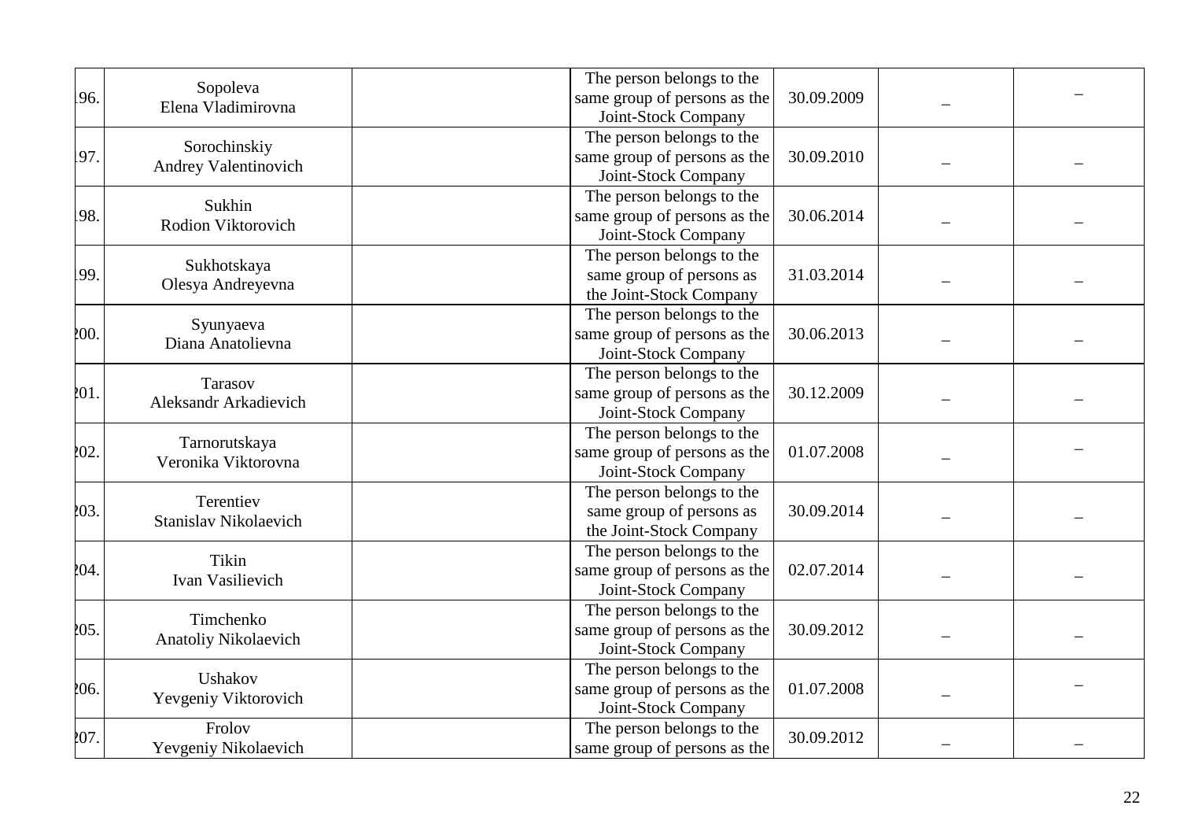| | | | | | | |
|---|---|---|---|---|---|---|
| 196. | Sopoleva Elena Vladimirovna | | The person belongs to the same group of persons as the Joint-Stock Company | 30.09.2009 | – | – |
| 197. | Sorochinskiy Andrey Valentinovich | | The person belongs to the same group of persons as the Joint-Stock Company | 30.09.2010 | – | – |
| 198. | Sukhin Rodion Viktorovich | | The person belongs to the same group of persons as the Joint-Stock Company | 30.06.2014 | – | – |
| 199. | Sukhotskaya Olesya Andreyevna | | The person belongs to the same group of persons as the Joint-Stock Company | 31.03.2014 | – | – |
| 200. | Syunyaeva Diana Anatolievna | | The person belongs to the same group of persons as the Joint-Stock Company | 30.06.2013 | – | – |
| 201. | Tarasov Aleksandr Arkadievich | | The person belongs to the same group of persons as the Joint-Stock Company | 30.12.2009 | – | – |
| 202. | Tarnorutskaya Veronika Viktorovna | | The person belongs to the same group of persons as the Joint-Stock Company | 01.07.2008 | – | – |
| 203. | Terentiev Stanislav Nikolaevich | | The person belongs to the same group of persons as the Joint-Stock Company | 30.09.2014 | – | – |
| 204. | Tikin Ivan Vasilievich | | The person belongs to the same group of persons as the Joint-Stock Company | 02.07.2014 | – | – |
| 205. | Timchenko Anatoliy Nikolaevich | | The person belongs to the same group of persons as the Joint-Stock Company | 30.09.2012 | – | – |
| 206. | Ushakov Yevgeniy Viktorovich | | The person belongs to the same group of persons as the Joint-Stock Company | 01.07.2008 | – | – |
| 207. | Frolov Yevgeniy Nikolaevich | | The person belongs to the same group of persons as the | 30.09.2012 | – | – |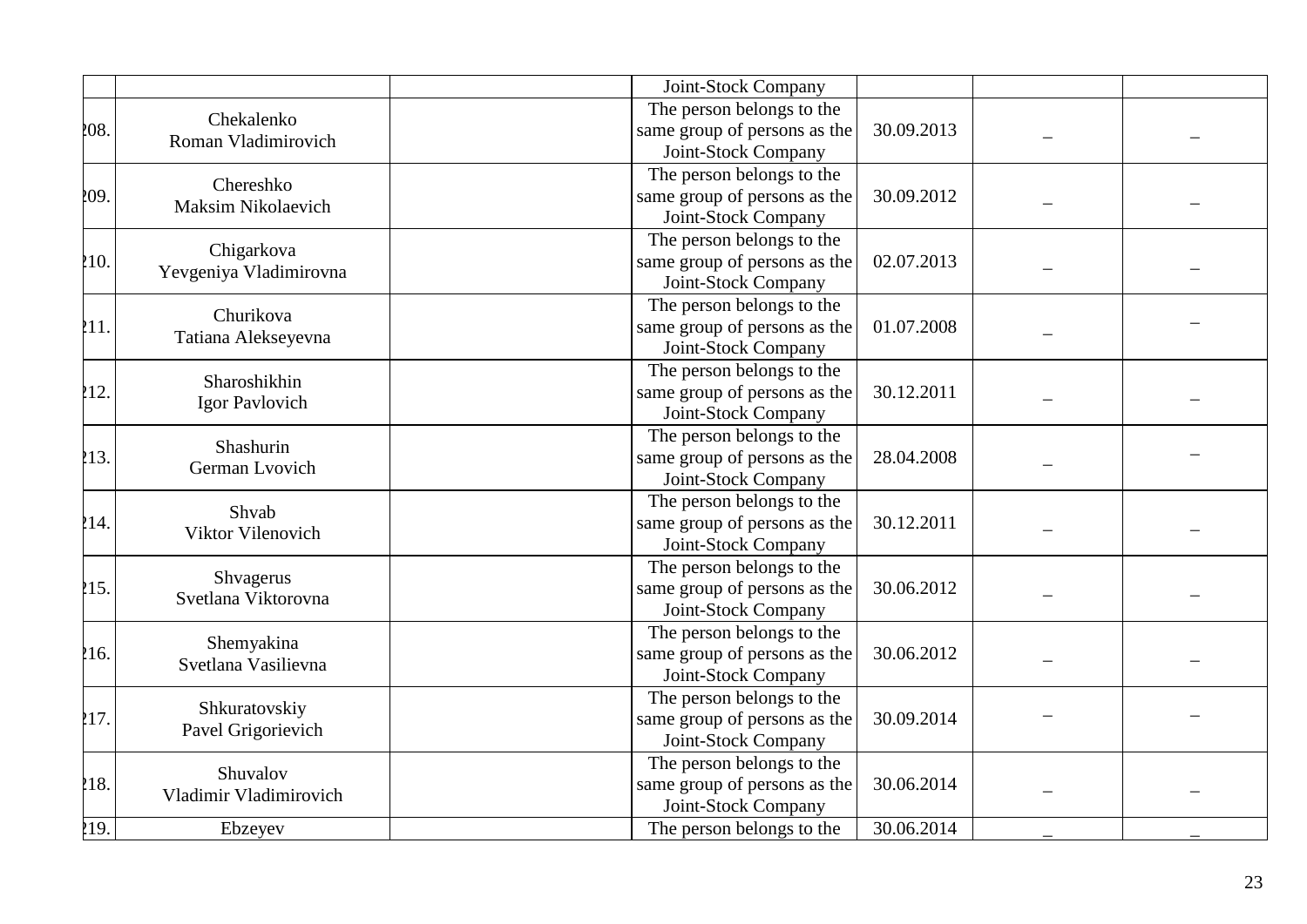| | | | Joint-Stock Company | | | |
|---|---|---|---|---|---|---|
| 208. | Chekalenko Roman Vladimirovich | | The person belongs to the same group of persons as the Joint-Stock Company | 30.09.2013 | – | – |
| 209. | Chereshko Maksim Nikolaevich | | The person belongs to the same group of persons as the Joint-Stock Company | 30.09.2012 | – | – |
| 210. | Chigarkova Yevgeniya Vladimirovna | | The person belongs to the same group of persons as the Joint-Stock Company | 02.07.2013 | – | – |
| 211. | Churikova Tatiana Alekseyevna | | The person belongs to the same group of persons as the Joint-Stock Company | 01.07.2008 | – | – |
| 212. | Sharoshikhin Igor Pavlovich | | The person belongs to the same group of persons as the Joint-Stock Company | 30.12.2011 | – | – |
| 213. | Shashurin German Lvovich | | The person belongs to the same group of persons as the Joint-Stock Company | 28.04.2008 | – | – |
| 214. | Shvab Viktor Vilenovich | | The person belongs to the same group of persons as the Joint-Stock Company | 30.12.2011 | – | – |
| 215. | Shvagerus Svetlana Viktorovna | | The person belongs to the same group of persons as the Joint-Stock Company | 30.06.2012 | – | – |
| 216. | Shemyakina Svetlana Vasilievna | | The person belongs to the same group of persons as the Joint-Stock Company | 30.06.2012 | – | – |
| 217. | Shkuratovskiy Pavel Grigorievich | | The person belongs to the same group of persons as the Joint-Stock Company | 30.09.2014 | – | – |
| 218. | Shuvalov Vladimir Vladimirovich | | The person belongs to the same group of persons as the Joint-Stock Company | 30.06.2014 | – | – |
| 219. | Ebzeyev | | The person belongs to the | 30.06.2014 | – | – |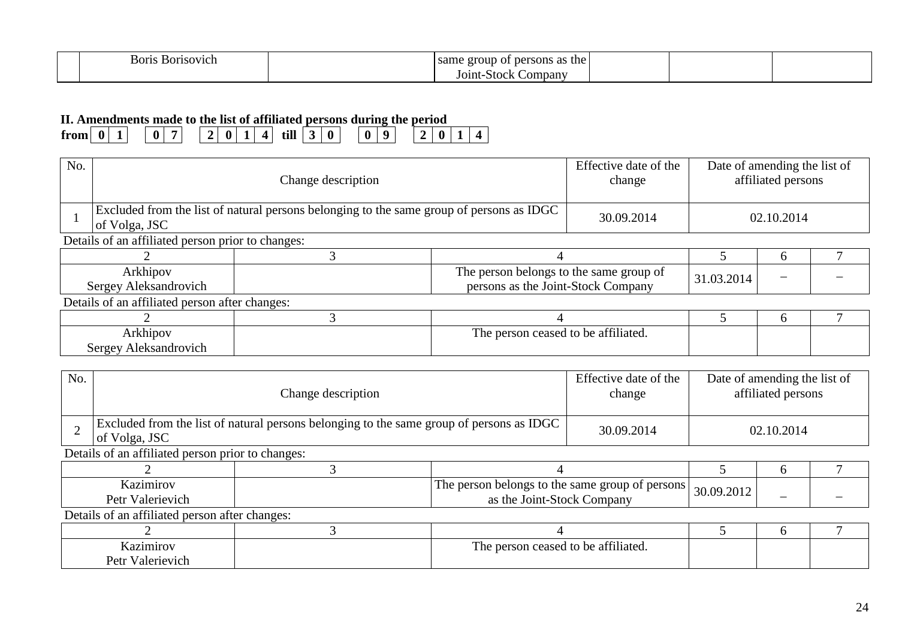| | Boris Borisovich | | same group of persons as the Joint-Stock Company | | | |
|---|---|---|---|---|---|---|

## II. Amendments made to the list of affiliated persons during the period

**from 0 1 0 7 2 0 1 4 till 3 0 0 9 2 0 1 4**

| No. | Change description | Effective date of the change | Date of amending the list of affiliated persons |
|---|---|---|---|
| 1 | Excluded from the list of natural persons belonging to the same group of persons as IDGC of Volga, JSC | 30.09.2014 | 02.10.2014 |

Details of an affiliated person prior to changes:

| 2 | 3 | 4 | 5 | 6 | 7 |
|---|---|---|---|---|---|
| Arkhipov Sergey Aleksandrovich | | The person belongs to the same group of persons as the Joint-Stock Company | 31.03.2014 | – | – |

Details of an affiliated person after changes:

| 2 | 3 | 4 | 5 | 6 | 7 |
|---|---|---|---|---|---|
| Arkhipov Sergey Aleksandrovich | | The person ceased to be affiliated. | | | |

| No. | Change description | Effective date of the change | Date of amending the list of affiliated persons |
|---|---|---|---|
| 2 | Excluded from the list of natural persons belonging to the same group of persons as IDGC of Volga, JSC | 30.09.2014 | 02.10.2014 |

Details of an affiliated person prior to changes:

| 2 | 3 | 4 | 5 | 6 | 7 |
|---|---|---|---|---|---|
| Kazimirov Petr Valerievich | | The person belongs to the same group of persons as the Joint-Stock Company | 30.09.2012 | – | – |

Details of an affiliated person after changes:

| 2 | 3 | 4 | 5 | 6 | 7 |
|---|---|---|---|---|---|
| Kazimirov Petr Valerievich | | The person ceased to be affiliated. | | | |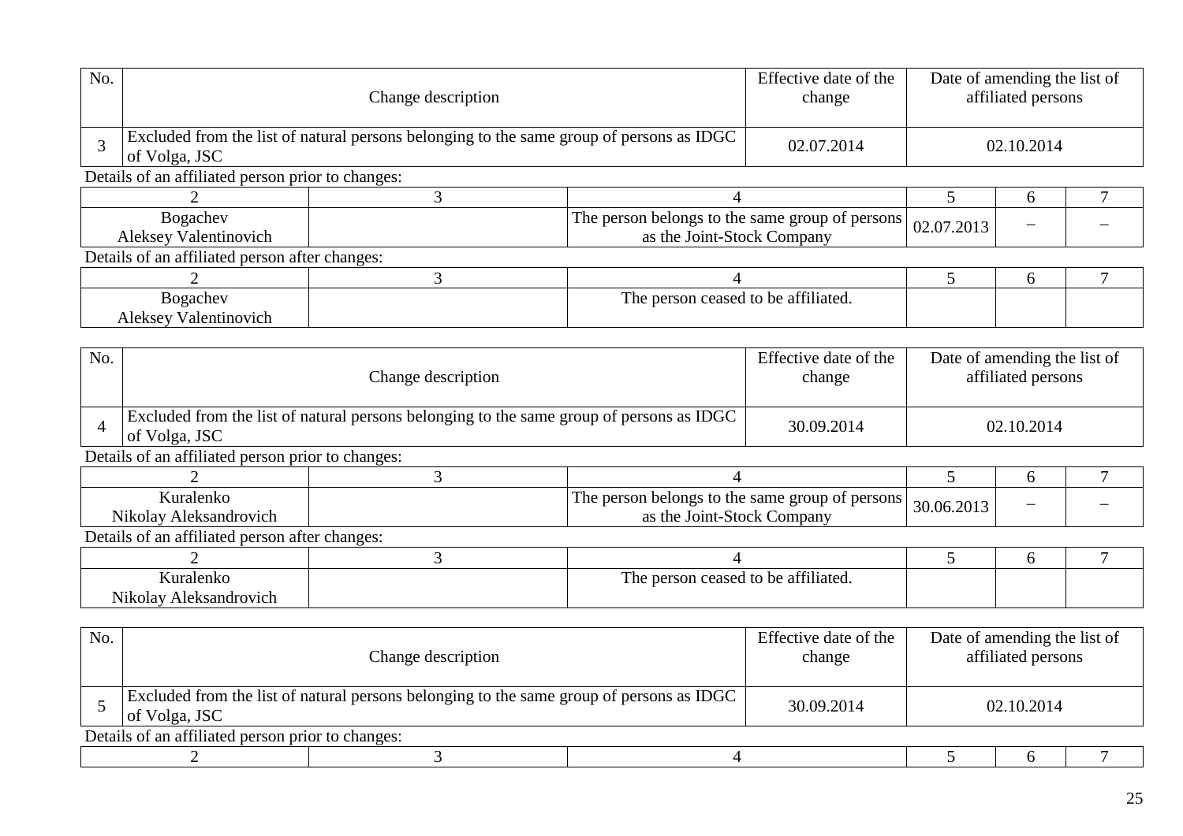| No. | Change description | Effective date of the change | Date of amending the list of affiliated persons |
|---|---|---|---|
| 3 | Excluded from the list of natural persons belonging to the same group of persons as IDGC of Volga, JSC | 02.07.2014 | 02.10.2014 |

Details of an affiliated person prior to changes:

| 2 | 3 | 4 | 5 | 6 | 7 |
|---|---|---|---|---|---|
| Bogachev Aleksey Valentinovich | | The person belongs to the same group of persons as the Joint-Stock Company | 02.07.2013 | – | – |

Details of an affiliated person after changes:

| 2 | 3 | 4 | 5 | 6 | 7 |
|---|---|---|---|---|---|
| Bogachev Aleksey Valentinovich | | The person ceased to be affiliated. | | | |

| No. | Change description | Effective date of the change | Date of amending the list of affiliated persons |
|---|---|---|---|
| 4 | Excluded from the list of natural persons belonging to the same group of persons as IDGC of Volga, JSC | 30.09.2014 | 02.10.2014 |

Details of an affiliated person prior to changes:

| 2 | 3 | 4 | 5 | 6 | 7 |
|---|---|---|---|---|---|
| Kuralenko Nikolay Aleksandrovich | | The person belongs to the same group of persons as the Joint-Stock Company | 30.06.2013 | – | – |

Details of an affiliated person after changes:

| 2 | 3 | 4 | 5 | 6 | 7 |
|---|---|---|---|---|---|
| Kuralenko Nikolay Aleksandrovich | | The person ceased to be affiliated. | | | |

| No. | Change description | Effective date of the change | Date of amending the list of affiliated persons |
|---|---|---|---|
| 5 | Excluded from the list of natural persons belonging to the same group of persons as IDGC of Volga, JSC | 30.09.2014 | 02.10.2014 |

Details of an affiliated person prior to changes:

| 2 | 3 | 4 | 5 | 6 | 7 |
|---|---|---|---|---|---|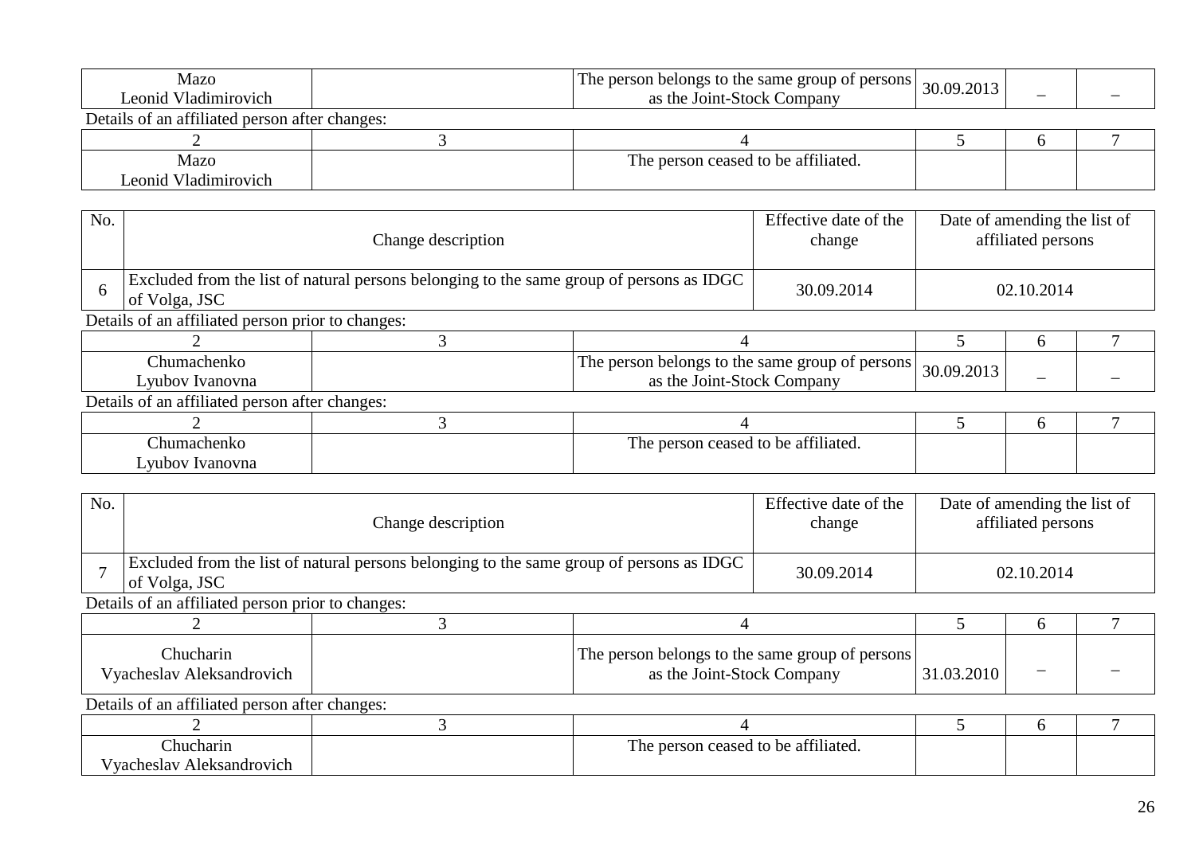| Mazo Leonid Vladimirovich | | The person belongs to the same group of persons as the Joint-Stock Company | 30.09.2013 | – | – |
|---|---|---|---|---|---|

Details of an affiliated person after changes:

| 2 | 3 | 4 | 5 | 6 | 7 |
|---|---|---|---|---|---|
| Mazo Leonid Vladimirovich | | The person ceased to be affiliated. | | | |

| No. | Change description | Effective date of the change | Date of amending the list of affiliated persons |
|---|---|---|---|
| 6 | Excluded from the list of natural persons belonging to the same group of persons as IDGC of Volga, JSC | 30.09.2014 | 02.10.2014 |

Details of an affiliated person prior to changes:

| 2 | 3 | 4 | 5 | 6 | 7 |
|---|---|---|---|---|---|
| Chumachenko Lyubov Ivanovna | | The person belongs to the same group of persons as the Joint-Stock Company | 30.09.2013 | – | – |

Details of an affiliated person after changes:

| 2 | 3 | 4 | 5 | 6 | 7 |
|---|---|---|---|---|---|
| Chumachenko Lyubov Ivanovna | | The person ceased to be affiliated. | | | |

| No. | Change description | Effective date of the change | Date of amending the list of affiliated persons |
|---|---|---|---|
| 7 | Excluded from the list of natural persons belonging to the same group of persons as IDGC of Volga, JSC | 30.09.2014 | 02.10.2014 |

Details of an affiliated person prior to changes:

| 2 | 3 | 4 | 5 | 6 | 7 |
|---|---|---|---|---|---|
| Chucharin Vyacheslav Aleksandrovich | | The person belongs to the same group of persons as the Joint-Stock Company | 31.03.2010 | – | – |

Details of an affiliated person after changes:

| 2 | 3 | 4 | 5 | 6 | 7 |
|---|---|---|---|---|---|
| Chucharin Vyacheslav Aleksandrovich | | The person ceased to be affiliated. | | | |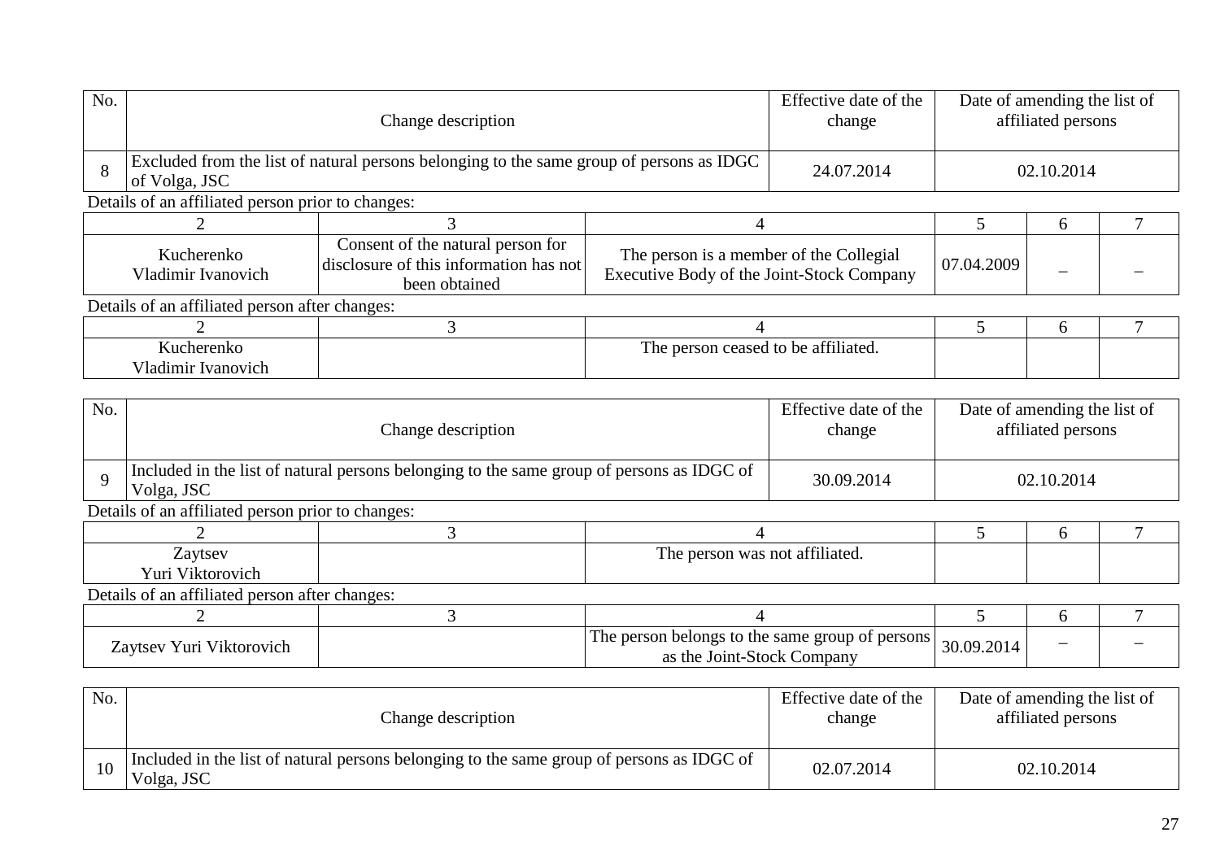| No. | Change description | Effective date of the change | Date of amending the list of affiliated persons |
|---|---|---|---|
| 8 | Excluded from the list of natural persons belonging to the same group of persons as IDGC of Volga, JSC | 24.07.2014 | 02.10.2014 |

Details of an affiliated person prior to changes:

| 2 | 3 | 4 | 5 | 6 | 7 |
|---|---|---|---|---|---|
| Kucherenko Vladimir Ivanovich | Consent of the natural person for disclosure of this information has not been obtained | The person is a member of the Collegial Executive Body of the Joint-Stock Company | 07.04.2009 | – | – |

Details of an affiliated person after changes:

| 2 | 3 | 4 | 5 | 6 | 7 |
|---|---|---|---|---|---|
| Kucherenko Vladimir Ivanovich | | The person ceased to be affiliated. | | | |

| No. | Change description | Effective date of the change | Date of amending the list of affiliated persons |
|---|---|---|---|
| 9 | Included in the list of natural persons belonging to the same group of persons as IDGC of Volga, JSC | 30.09.2014 | 02.10.2014 |

Details of an affiliated person prior to changes:

| 2 | 3 | 4 | 5 | 6 | 7 |
|---|---|---|---|---|---|
| Zaytsev Yuri Viktorovich | | The person was not affiliated. | | | |

Details of an affiliated person after changes:

| 2 | 3 | 4 | 5 | 6 | 7 |
|---|---|---|---|---|---|
| Zaytsev Yuri Viktorovich | | The person belongs to the same group of persons as the Joint-Stock Company | 30.09.2014 | – | – |

| No. | Change description | Effective date of the change | Date of amending the list of affiliated persons |
|---|---|---|---|
| 10 | Included in the list of natural persons belonging to the same group of persons as IDGC of Volga, JSC | 02.07.2014 | 02.10.2014 |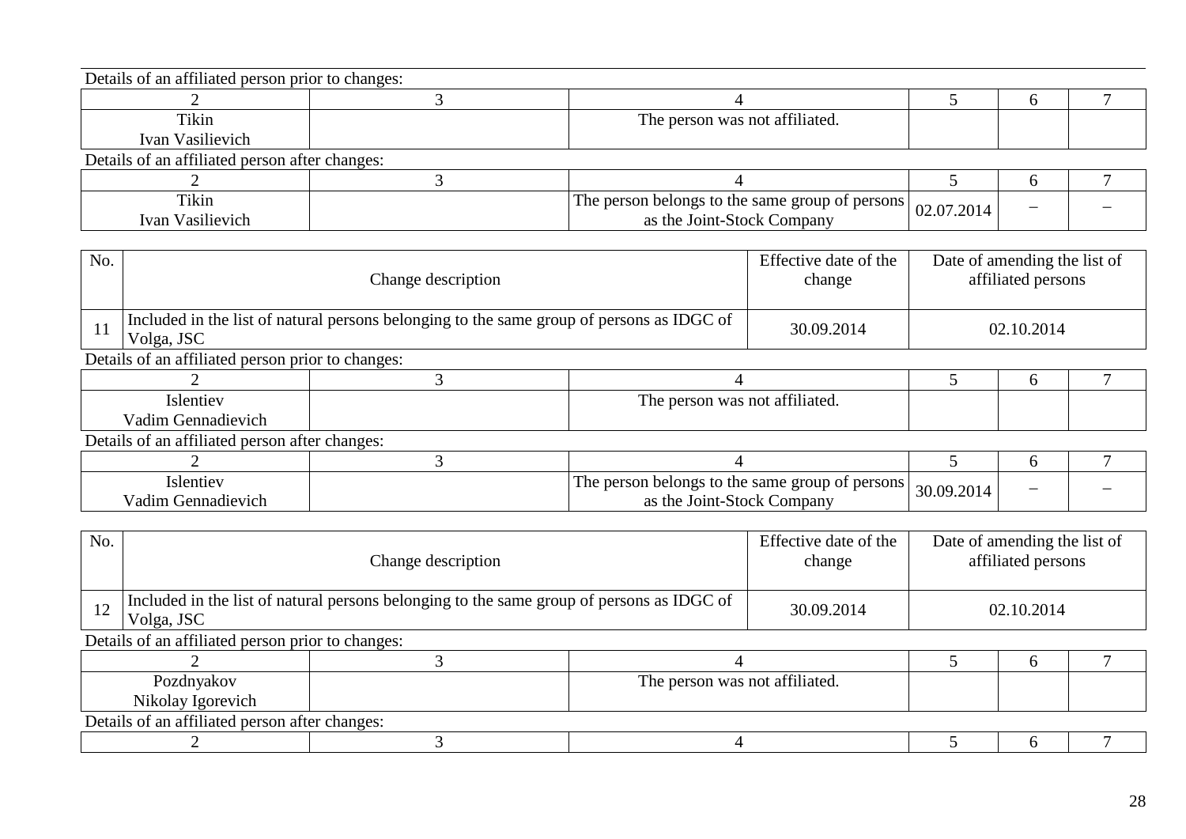Details of an affiliated person prior to changes:

| 2 | 3 | 4 | 5 | 6 | 7 |
|---|---|---|---|---|---|
| Tikin Ivan Vasilievich | | The person was not affiliated. | | | |

Details of an affiliated person after changes:

| 2 | 3 | 4 | 5 | 6 | 7 |
|---|---|---|---|---|---|
| Tikin Ivan Vasilievich | | The person belongs to the same group of persons as the Joint-Stock Company | 02.07.2014 | – | – |

| No. | Change description | Effective date of the change | Date of amending the list of affiliated persons |
|---|---|---|---|
| 11 | Included in the list of natural persons belonging to the same group of persons as IDGC of Volga, JSC | 30.09.2014 | 02.10.2014 |

Details of an affiliated person prior to changes:

| 2 | 3 | 4 | 5 | 6 | 7 |
|---|---|---|---|---|---|
| Islentiev Vadim Gennadievich | | The person was not affiliated. | | | |

Details of an affiliated person after changes:

| 2 | 3 | 4 | 5 | 6 | 7 |
|---|---|---|---|---|---|
| Islentiev Vadim Gennadievich | | The person belongs to the same group of persons as the Joint-Stock Company | 30.09.2014 | – | – |

| No. | Change description | Effective date of the change | Date of amending the list of affiliated persons |
|---|---|---|---|
| 12 | Included in the list of natural persons belonging to the same group of persons as IDGC of Volga, JSC | 30.09.2014 | 02.10.2014 |

Details of an affiliated person prior to changes:

| 2 | 3 | 4 | 5 | 6 | 7 |
|---|---|---|---|---|---|
| Pozdnyakov Nikolay Igorevich | | The person was not affiliated. | | | |

Details of an affiliated person after changes:

| 2 | 3 | 4 | 5 | 6 | 7 |
|---|---|---|---|---|---|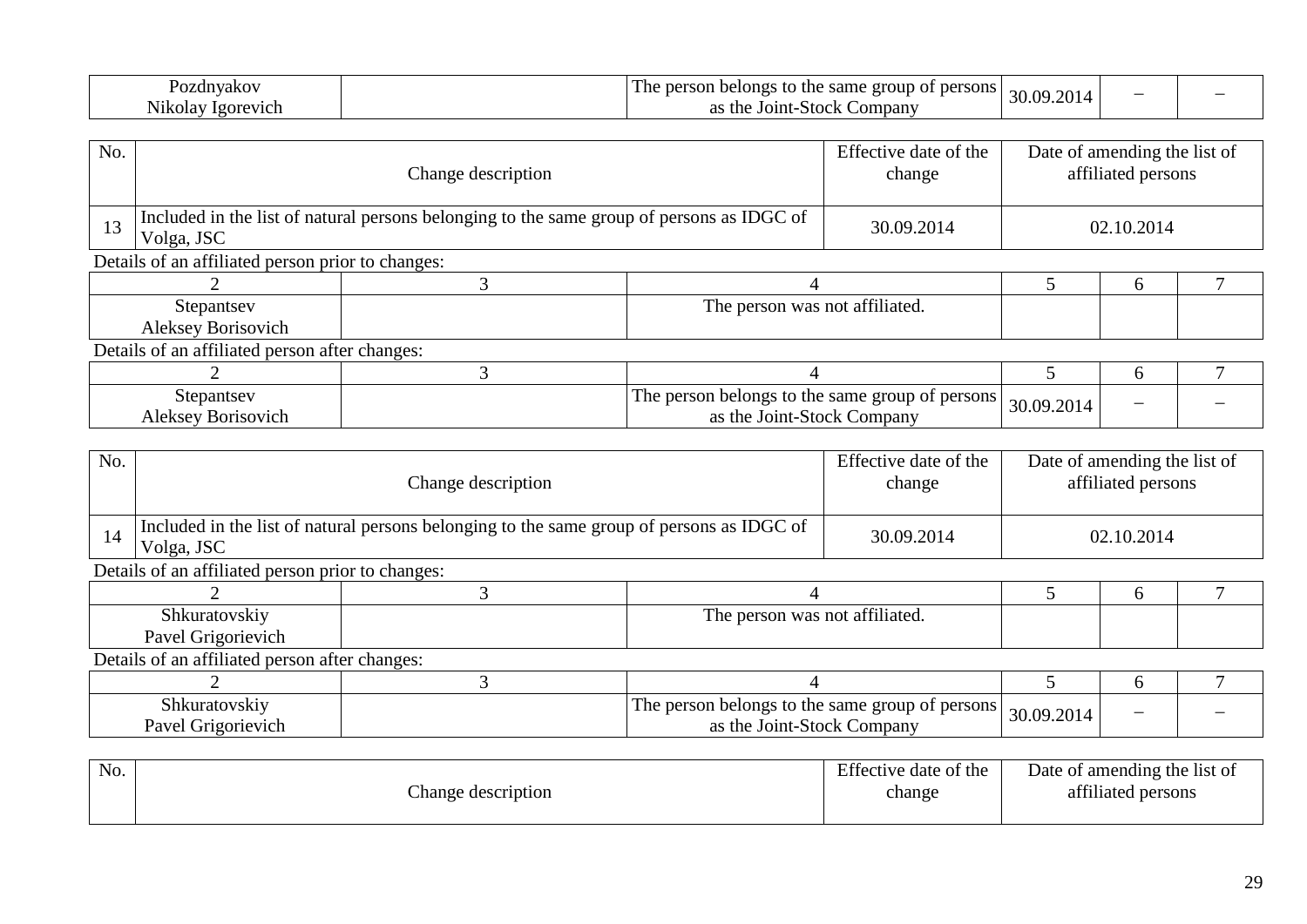| Pozdnyakov Nikolay Igorevich | | The person belongs to the same group of persons as the Joint-Stock Company | 30.09.2014 | – | – |
|---|---|---|---|---|---|

| No. | Change description | Effective date of the change | Date of amending the list of affiliated persons |
|---|---|---|---|
| 13 | Included in the list of natural persons belonging to the same group of persons as IDGC of Volga, JSC | 30.09.2014 | 02.10.2014 |

Details of an affiliated person prior to changes:

| 2 | 3 | 4 | 5 | 6 | 7 |
|---|---|---|---|---|---|
| Stepantsev Aleksey Borisovich | | The person was not affiliated. | | | |

Details of an affiliated person after changes:

| 2 | 3 | 4 | 5 | 6 | 7 |
|---|---|---|---|---|---|
| Stepantsev Aleksey Borisovich | | The person belongs to the same group of persons as the Joint-Stock Company | 30.09.2014 | – | – |

| No. | Change description | Effective date of the change | Date of amending the list of affiliated persons |
|---|---|---|---|
| 14 | Included in the list of natural persons belonging to the same group of persons as IDGC of Volga, JSC | 30.09.2014 | 02.10.2014 |

Details of an affiliated person prior to changes:

| 2 | 3 | 4 | 5 | 6 | 7 |
|---|---|---|---|---|---|
| Shkuratovskiy Pavel Grigorievich | | The person was not affiliated. | | | |

Details of an affiliated person after changes:

| 2 | 3 | 4 | 5 | 6 | 7 |
|---|---|---|---|---|---|
| Shkuratovskiy Pavel Grigorievich | | The person belongs to the same group of persons as the Joint-Stock Company | 30.09.2014 | – | – |

| No. | Change description | Effective date of the change | Date of amending the list of affiliated persons |
|---|---|---|---|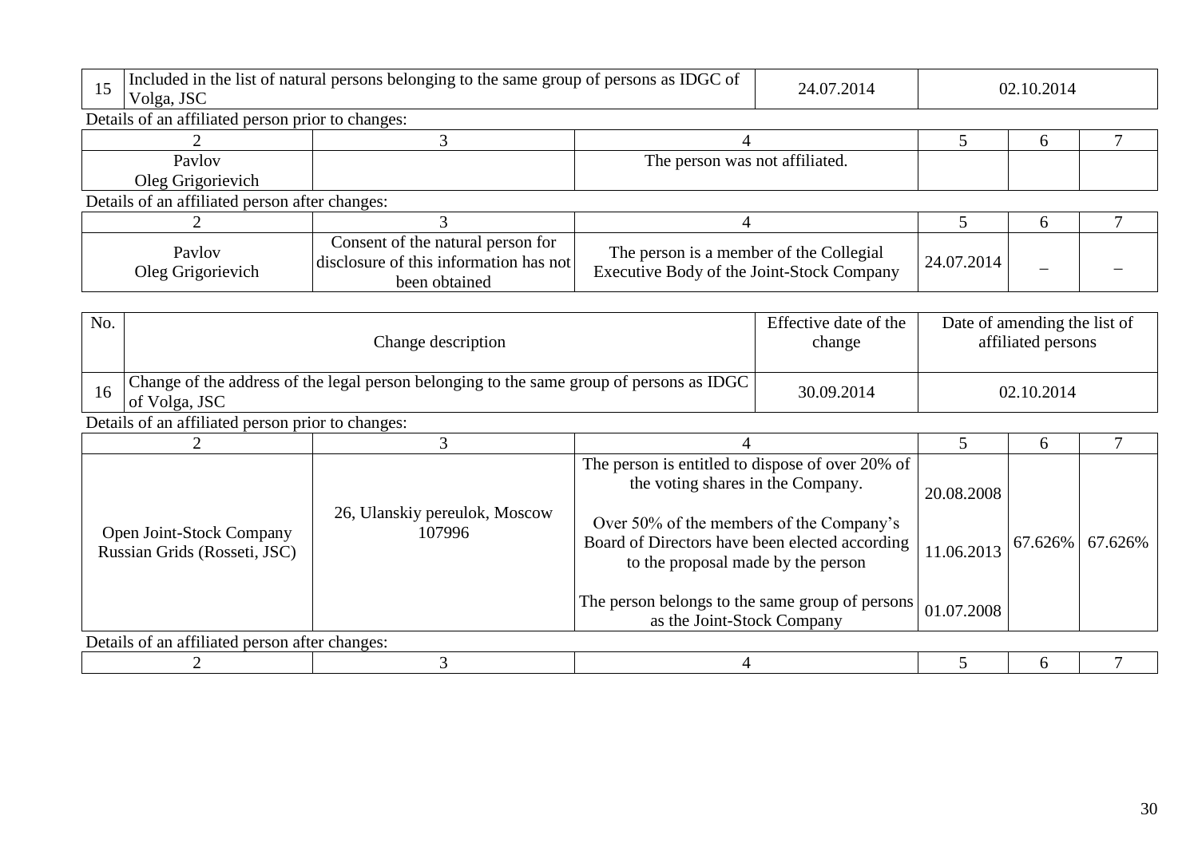| 15 | Included in the list of natural persons belonging to the same group of persons as IDGC of Volga, JSC | 24.07.2014 | 02.10.2014 |
|---|---|---|---|

Details of an affiliated person prior to changes:

| 2 | 3 | 4 | 5 | 6 | 7 |
|---|---|---|---|---|---|
| Pavlov Oleg Grigorievich | | The person was not affiliated. | | | |

Details of an affiliated person after changes:

| 2 | 3 | 4 | 5 | 6 | 7 |
|---|---|---|---|---|---|
| Pavlov Oleg Grigorievich | Consent of the natural person for disclosure of this information has not been obtained | The person is a member of the Collegial Executive Body of the Joint-Stock Company | 24.07.2014 | – | – |

| No. | Change description | Effective date of the change | Date of amending the list of affiliated persons |
|---|---|---|---|
| 16 | Change of the address of the legal person belonging to the same group of persons as IDGC of Volga, JSC | 30.09.2014 | 02.10.2014 |

Details of an affiliated person prior to changes:

| 2 | 3 | 4 | 5 | 6 | 7 |
|---|---|---|---|---|---|
| Open Joint-Stock Company Russian Grids (Rosseti, JSC) | 26, Ulanskiy pereulok, Moscow 107996 | The person is entitled to dispose of over 20% of the voting shares in the Company. | 20.08.2008 | 67.626% | 67.626% |
| | | Over 50% of the members of the Company's Board of Directors have been elected according to the proposal made by the person | 11.06.2013 | | |
| | | The person belongs to the same group of persons as the Joint-Stock Company | 01.07.2008 | | |

Details of an affiliated person after changes:

| 2 | 3 | 4 | 5 | 6 | 7 |
|---|---|---|---|---|---|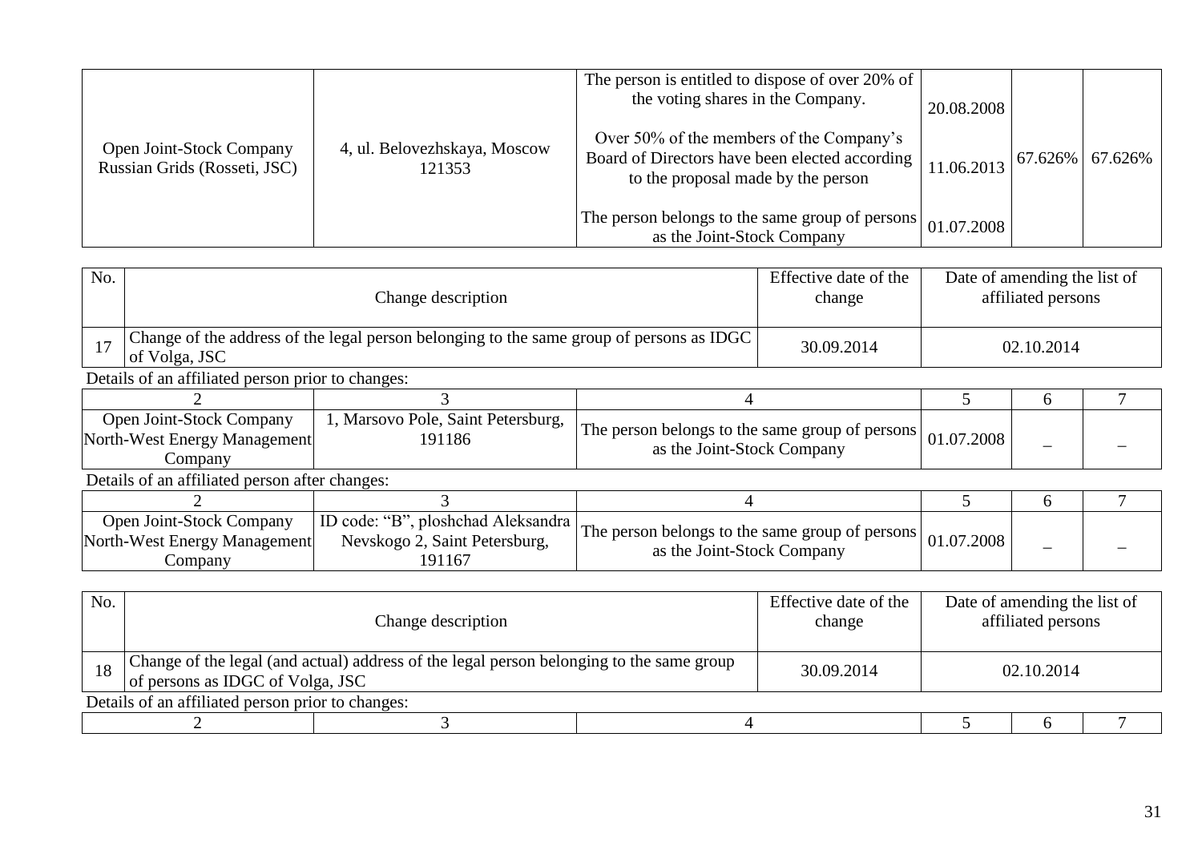| | | | | | |
|---|---|---|---|---|---|
| Open Joint-Stock Company Russian Grids (Rosseti, JSC) | 4, ul. Belovezhskaya, Moscow 121353 | The person is entitled to dispose of over 20% of the voting shares in the Company.<br><br>Over 50% of the members of the Company's Board of Directors have been elected according to the proposal made by the person<br><br>The person belongs to the same group of persons as the Joint-Stock Company | 20.08.2008<br><br>11.06.2013<br><br>01.07.2008 | 67.626% | 67.626% |

| No. | Change description | Effective date of the change | Date of amending the list of affiliated persons |
|---|---|---|---|
| 17 | Change of the address of the legal person belonging to the same group of persons as IDGC of Volga, JSC | 30.09.2014 | 02.10.2014 |

Details of an affiliated person prior to changes:

| 2 | 3 | 4 | 5 | 6 | 7 |
|---|---|---|---|---|---|
| Open Joint-Stock Company North-West Energy Management Company | 1, Marsovo Pole, Saint Petersburg, 191186 | The person belongs to the same group of persons as the Joint-Stock Company | 01.07.2008 | – | – |

Details of an affiliated person after changes:

| 2 | 3 | 4 | 5 | 6 | 7 |
|---|---|---|---|---|---|
| Open Joint-Stock Company North-West Energy Management Company | ID code: "B", ploshchad Aleksandra Nevskogo 2, Saint Petersburg, 191167 | The person belongs to the same group of persons as the Joint-Stock Company | 01.07.2008 | – | – |

| No. | Change description | Effective date of the change | Date of amending the list of affiliated persons |
|---|---|---|---|
| 18 | Change of the legal (and actual) address of the legal person belonging to the same group of persons as IDGC of Volga, JSC | 30.09.2014 | 02.10.2014 |

Details of an affiliated person prior to changes:

| 2 | 3 | 4 | 5 | 6 | 7 |
|---|---|---|---|---|---|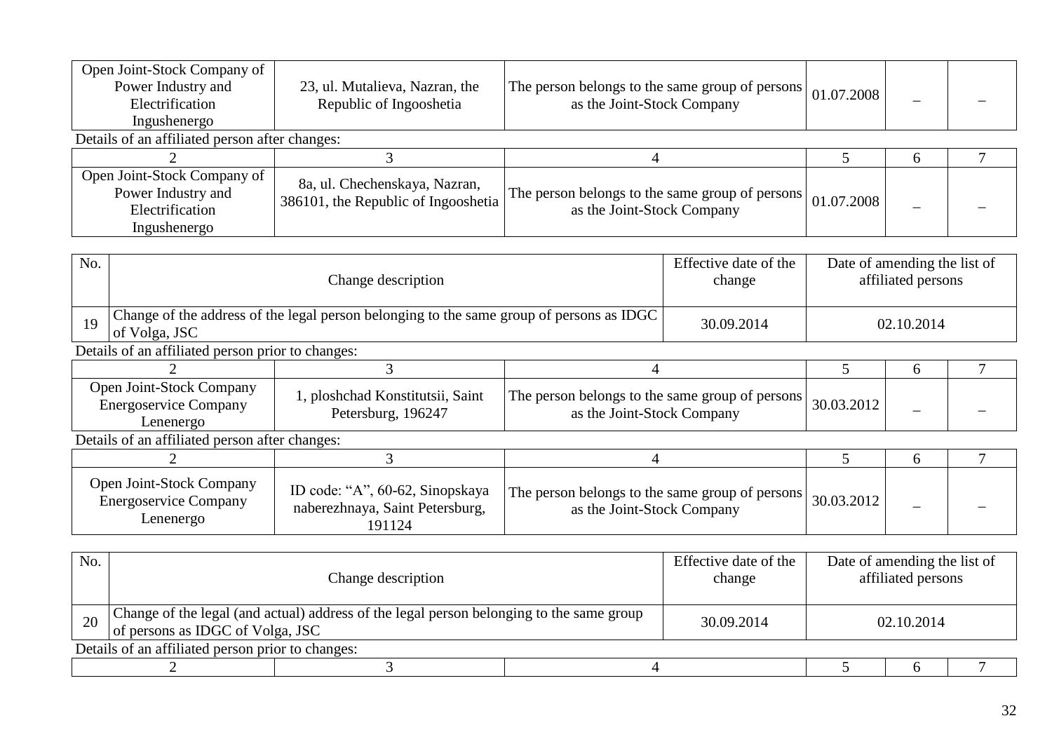| Open Joint-Stock Company of Power Industry and Electrification Ingushenergo | 23, ul. Mutalieva, Nazran, the Republic of Ingooshetia | The person belongs to the same group of persons as the Joint-Stock Company | 01.07.2008 | – | – |
|---|---|---|---|---|---|

Details of an affiliated person after changes:

| 2 | 3 | 4 | 5 | 6 | 7 |
|---|---|---|---|---|---|
| Open Joint-Stock Company of Power Industry and Electrification Ingushenergo | 8a, ul. Chechenskaya, Nazran, 386101, the Republic of Ingooshetia | The person belongs to the same group of persons as the Joint-Stock Company | 01.07.2008 | – | – |

| No. | Change description | Effective date of the change | Date of amending the list of affiliated persons |
|---|---|---|---|
| 19 | Change of the address of the legal person belonging to the same group of persons as IDGC of Volga, JSC | 30.09.2014 | 02.10.2014 |

Details of an affiliated person prior to changes:

| 2 | 3 | 4 | 5 | 6 | 7 |
|---|---|---|---|---|---|
| Open Joint-Stock Company Energoservice Company Lenenergo | 1, ploshchad Konstitutsii, Saint Petersburg, 196247 | The person belongs to the same group of persons as the Joint-Stock Company | 30.03.2012 | – | – |

Details of an affiliated person after changes:

| 2 | 3 | 4 | 5 | 6 | 7 |
|---|---|---|---|---|---|
| Open Joint-Stock Company Energoservice Company Lenenergo | ID code: "A", 60-62, Sinopskaya naberezhnaya, Saint Petersburg, 191124 | The person belongs to the same group of persons as the Joint-Stock Company | 30.03.2012 | – | – |

| No. | Change description | Effective date of the change | Date of amending the list of affiliated persons |
|---|---|---|---|
| 20 | Change of the legal (and actual) address of the legal person belonging to the same group of persons as IDGC of Volga, JSC | 30.09.2014 | 02.10.2014 |

Details of an affiliated person prior to changes:

| 2 | 3 | 4 | 5 | 6 | 7 |
|---|---|---|---|---|---|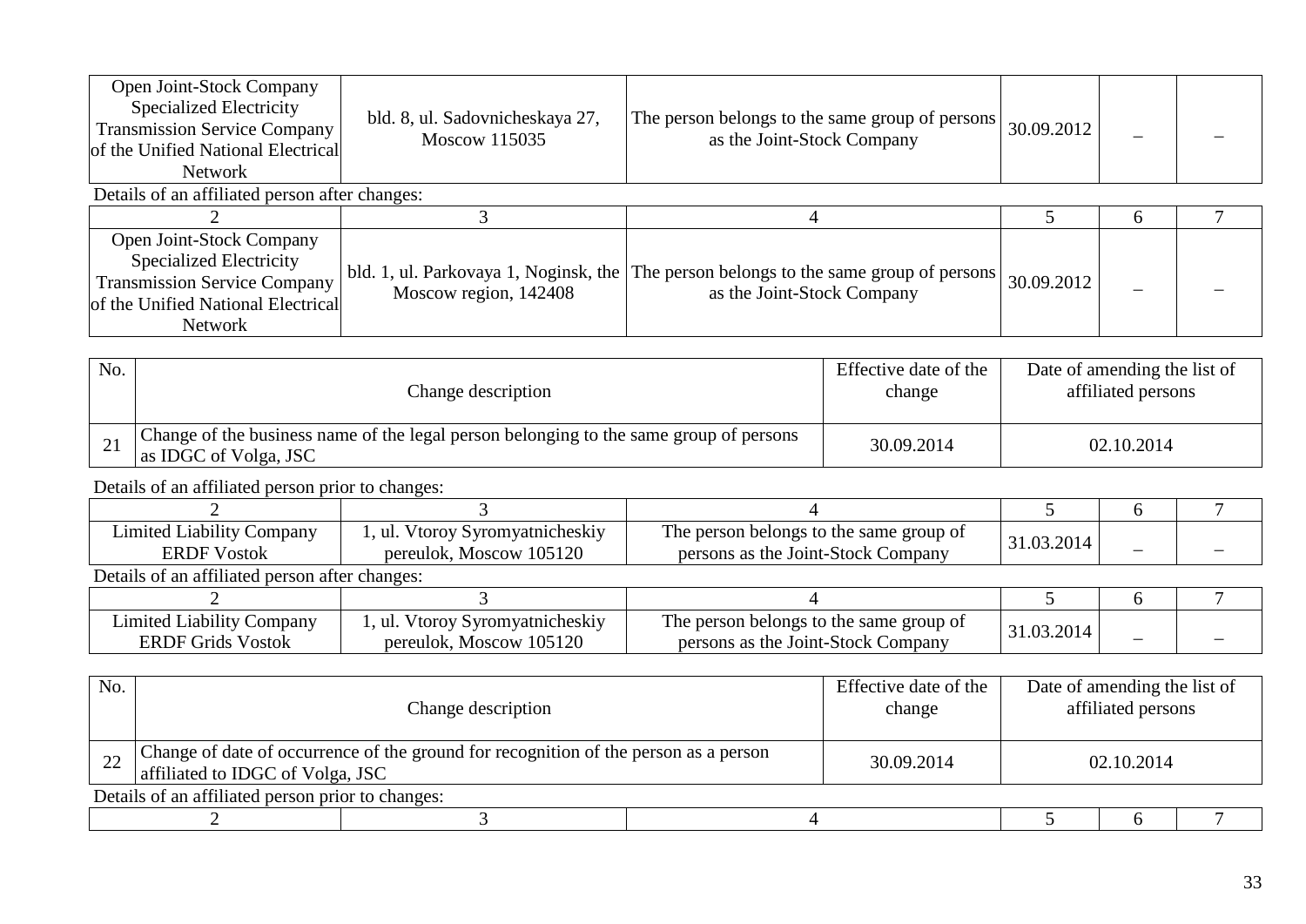| | | | | | |
|---|---|---|---|---|---|
| Open Joint-Stock Company Specialized Electricity Transmission Service Company of the Unified National Electrical Network | bld. 8, ul. Sadovnicheskaya 27, Moscow 115035 | The person belongs to the same group of persons as the Joint-Stock Company | 30.09.2012 | – | – |

Details of an affiliated person after changes:

| 2 | 3 | 4 | 5 | 6 | 7 |
|---|---|---|---|---|---|
| Open Joint-Stock Company Specialized Electricity Transmission Service Company of the Unified National Electrical Network | bld. 1, ul. Parkovaya 1, Noginsk, the Moscow region, 142408 | The person belongs to the same group of persons as the Joint-Stock Company | 30.09.2012 | – | – |

| No. | Change description | Effective date of the change | Date of amending the list of affiliated persons |
|---|---|---|---|
| 21 | Change of the business name of the legal person belonging to the same group of persons as IDGC of Volga, JSC | 30.09.2014 | 02.10.2014 |

Details of an affiliated person prior to changes:

| 2 | 3 | 4 | 5 | 6 | 7 |
|---|---|---|---|---|---|
| Limited Liability Company ERDF Vostok | 1, ul. Vtoroy Syromyatnicheskiy pereulok, Moscow 105120 | The person belongs to the same group of persons as the Joint-Stock Company | 31.03.2014 | – | – |

Details of an affiliated person after changes:

| 2 | 3 | 4 | 5 | 6 | 7 |
|---|---|---|---|---|---|
| Limited Liability Company ERDF Grids Vostok | 1, ul. Vtoroy Syromyatnicheskiy pereulok, Moscow 105120 | The person belongs to the same group of persons as the Joint-Stock Company | 31.03.2014 | – | – |

| No. | Change description | Effective date of the change | Date of amending the list of affiliated persons |
|---|---|---|---|
| 22 | Change of date of occurrence of the ground for recognition of the person as a person affiliated to IDGC of Volga, JSC | 30.09.2014 | 02.10.2014 |

Details of an affiliated person prior to changes:

| 2 | 3 | 4 | 5 | 6 | 7 |
|---|---|---|---|---|---|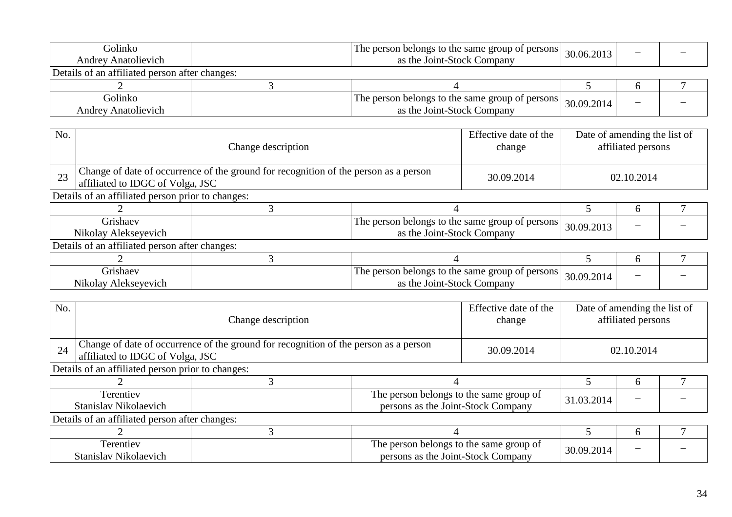| Golinko Andrey Anatolievich | | The person belongs to the same group of persons as the Joint-Stock Company | 30.06.2013 | – | – |
|---|---|---|---|---|---|

Details of an affiliated person after changes:

| 2 | 3 | 4 | 5 | 6 | 7 |
|---|---|---|---|---|---|
| Golinko Andrey Anatolievich | | The person belongs to the same group of persons as the Joint-Stock Company | 30.09.2014 | – | – |

| No. | Change description | Effective date of the change | Date of amending the list of affiliated persons |
|---|---|---|---|
| 23 | Change of date of occurrence of the ground for recognition of the person as a person affiliated to IDGC of Volga, JSC | 30.09.2014 | 02.10.2014 |

Details of an affiliated person prior to changes:

| 2 | 3 | 4 | 5 | 6 | 7 |
|---|---|---|---|---|---|
| Grishaev Nikolay Alekseyevich | | The person belongs to the same group of persons as the Joint-Stock Company | 30.09.2013 | – | – |

Details of an affiliated person after changes:

| 2 | 3 | 4 | 5 | 6 | 7 |
|---|---|---|---|---|---|
| Grishaev Nikolay Alekseyevich | | The person belongs to the same group of persons as the Joint-Stock Company | 30.09.2014 | – | – |

| No. | Change description | Effective date of the change | Date of amending the list of affiliated persons |
|---|---|---|---|
| 24 | Change of date of occurrence of the ground for recognition of the person as a person affiliated to IDGC of Volga, JSC | 30.09.2014 | 02.10.2014 |

Details of an affiliated person prior to changes:

| 2 | 3 | 4 | 5 | 6 | 7 |
|---|---|---|---|---|---|
| Terentiev Stanislav Nikolaevich | | The person belongs to the same group of persons as the Joint-Stock Company | 31.03.2014 | – | – |

Details of an affiliated person after changes:

| 2 | 3 | 4 | 5 | 6 | 7 |
|---|---|---|---|---|---|
| Terentiev Stanislav Nikolaevich | | The person belongs to the same group of persons as the Joint-Stock Company | 30.09.2014 | – | – |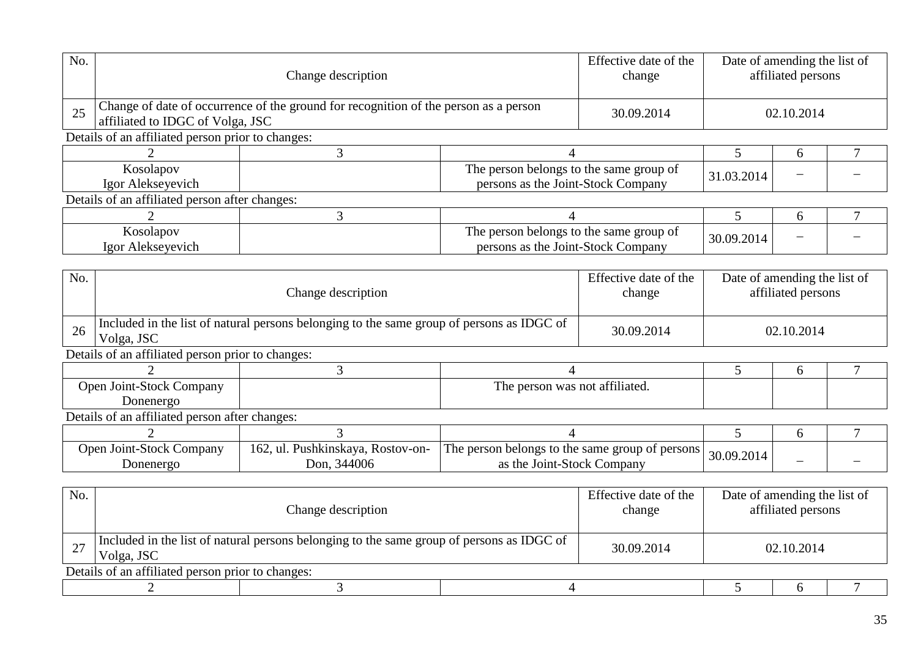| No. | Change description | Effective date of the change | Date of amending the list of affiliated persons |
|---|---|---|---|
| 25 | Change of date of occurrence of the ground for recognition of the person as a person affiliated to IDGC of Volga, JSC | 30.09.2014 | 02.10.2014 |

Details of an affiliated person prior to changes:

| 2 | 3 | 4 | 5 | 6 | 7 |
|---|---|---|---|---|---|
| Kosolapov Igor Alekseyevich | | The person belongs to the same group of persons as the Joint-Stock Company | 31.03.2014 | – | – |

Details of an affiliated person after changes:

| 2 | 3 | 4 | 5 | 6 | 7 |
|---|---|---|---|---|---|
| Kosolapov Igor Alekseyevich | | The person belongs to the same group of persons as the Joint-Stock Company | 30.09.2014 | – | – |

| No. | Change description | Effective date of the change | Date of amending the list of affiliated persons |
|---|---|---|---|
| 26 | Included in the list of natural persons belonging to the same group of persons as IDGC of Volga, JSC | 30.09.2014 | 02.10.2014 |

Details of an affiliated person prior to changes:

| 2 | 3 | 4 | 5 | 6 | 7 |
|---|---|---|---|---|---|
| Open Joint-Stock Company Donenergo | | The person was not affiliated. | | | |

Details of an affiliated person after changes:

| 2 | 3 | 4 | 5 | 6 | 7 |
|---|---|---|---|---|---|
| Open Joint-Stock Company Donenergo | 162, ul. Pushkinskaya, Rostov-on-Don, 344006 | The person belongs to the same group of persons as the Joint-Stock Company | 30.09.2014 | – | – |

| No. | Change description | Effective date of the change | Date of amending the list of affiliated persons |
|---|---|---|---|
| 27 | Included in the list of natural persons belonging to the same group of persons as IDGC of Volga, JSC | 30.09.2014 | 02.10.2014 |

Details of an affiliated person prior to changes:

| 2 | 3 | 4 | 5 | 6 | 7 |
|---|---|---|---|---|---|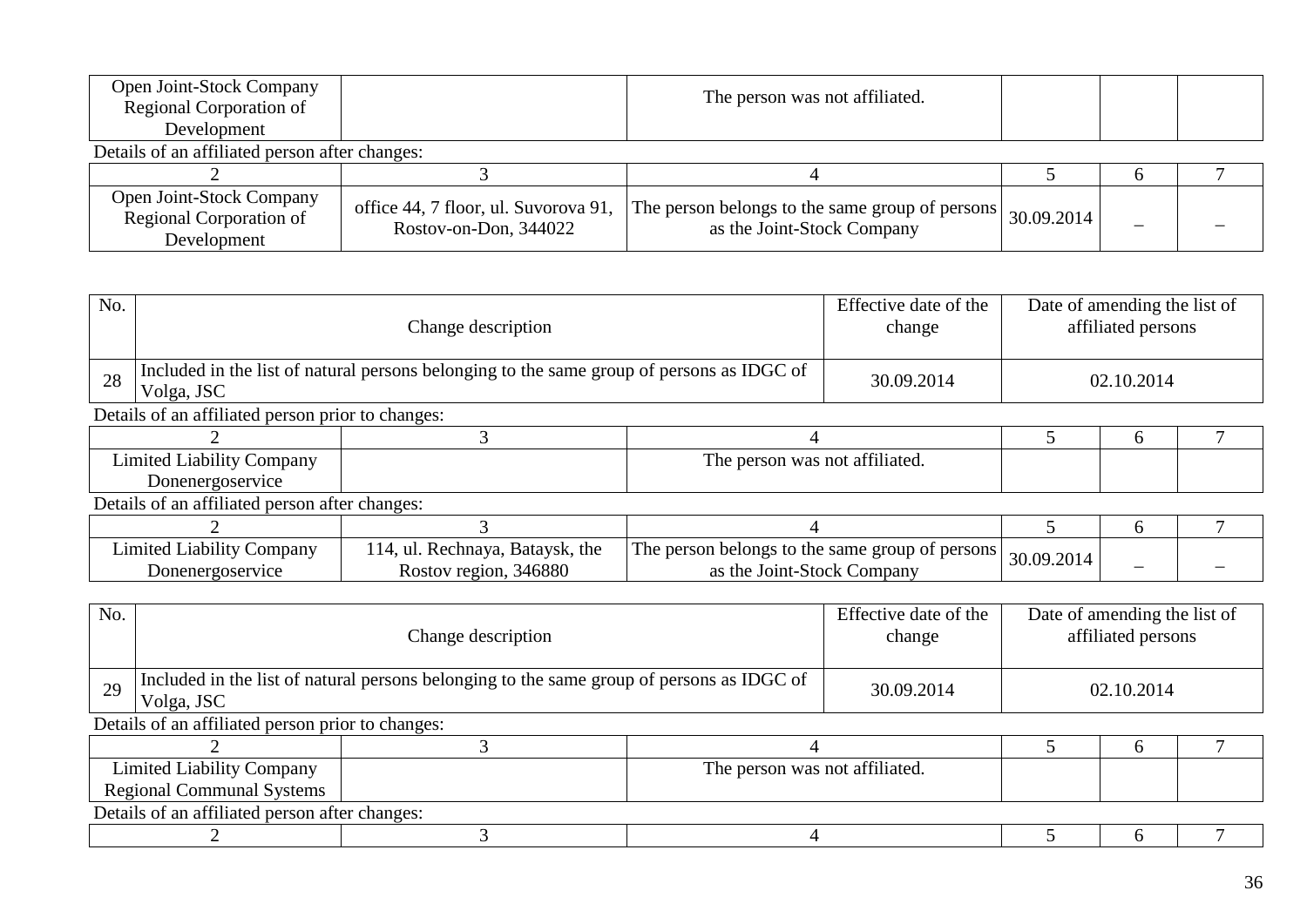| Open Joint-Stock Company Regional Corporation of Development | | The person was not affiliated. | | | |
|---|---|---|---|---|---|

Details of an affiliated person after changes:

| 2 | 3 | 4 | 5 | 6 | 7 |
|---|---|---|---|---|---|
| Open Joint-Stock Company Regional Corporation of Development | office 44, 7 floor, ul. Suvorova 91, Rostov-on-Don, 344022 | The person belongs to the same group of persons as the Joint-Stock Company | 30.09.2014 | – | – |

| No. | Change description | Effective date of the change | Date of amending the list of affiliated persons |
|---|---|---|---|
| 28 | Included in the list of natural persons belonging to the same group of persons as IDGC of Volga, JSC | 30.09.2014 | 02.10.2014 |

Details of an affiliated person prior to changes:

| 2 | 3 | 4 | 5 | 6 | 7 |
|---|---|---|---|---|---|
| Limited Liability Company Donenergoservice | | The person was not affiliated. | | | |

Details of an affiliated person after changes:

| 2 | 3 | 4 | 5 | 6 | 7 |
|---|---|---|---|---|---|
| Limited Liability Company Donenergoservice | 114, ul. Rechnaya, Bataysk, the Rostov region, 346880 | The person belongs to the same group of persons as the Joint-Stock Company | 30.09.2014 | – | – |

| No. | Change description | Effective date of the change | Date of amending the list of affiliated persons |
|---|---|---|---|
| 29 | Included in the list of natural persons belonging to the same group of persons as IDGC of Volga, JSC | 30.09.2014 | 02.10.2014 |

Details of an affiliated person prior to changes:

| 2 | 3 | 4 | 5 | 6 | 7 |
|---|---|---|---|---|---|
| Limited Liability Company Regional Communal Systems | | The person was not affiliated. | | | |

Details of an affiliated person after changes:

| 2 | 3 | 4 | 5 | 6 | 7 |
|---|---|---|---|---|---|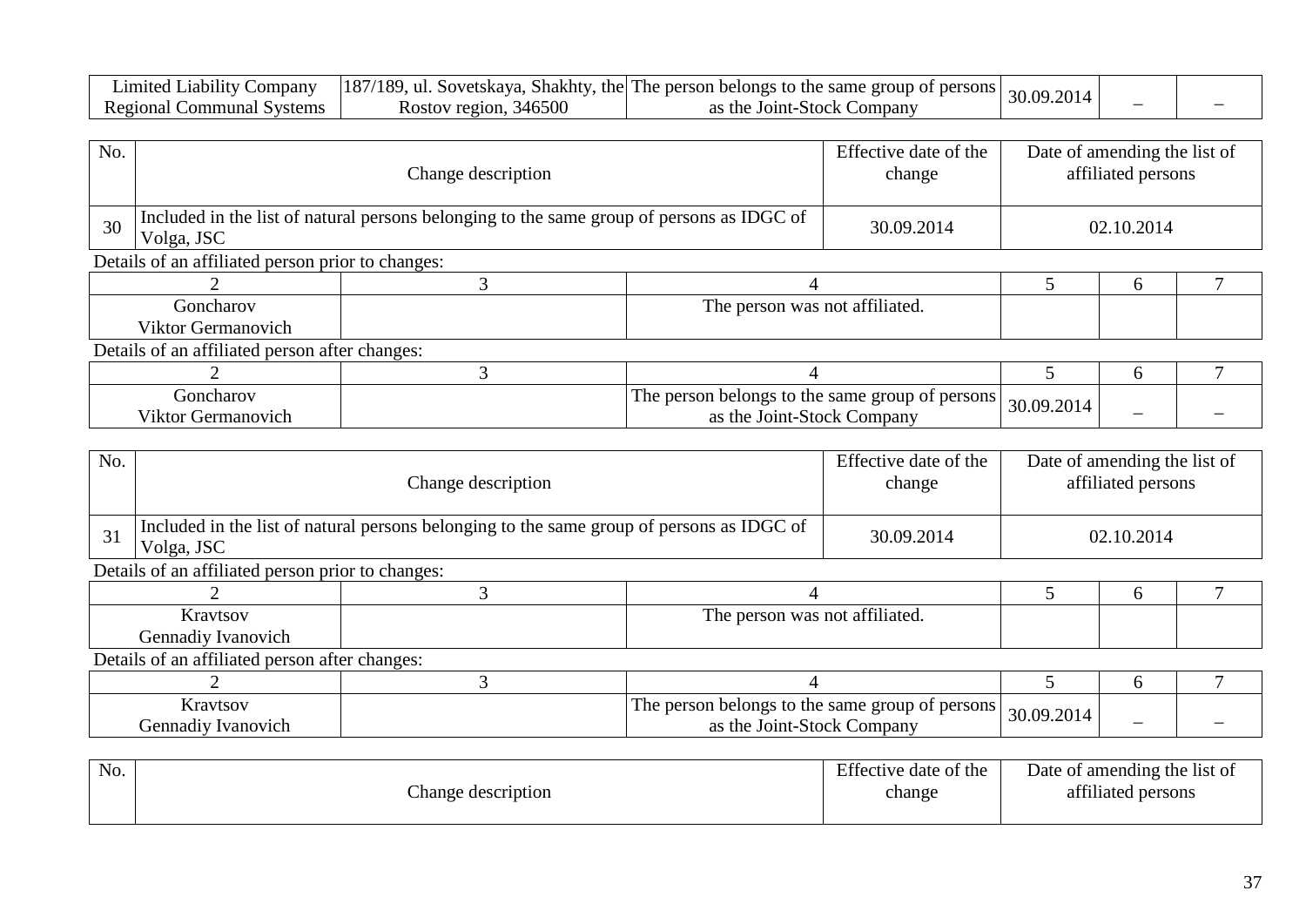| Limited Liability Company Regional Communal Systems | 187/189, ul. Sovetskaya, Shakhty, the Rostov region, 346500 | The person belongs to the same group of persons as the Joint-Stock Company | 30.09.2014 | – | – |
|---|---|---|---|---|---|

| No. | Change description | Effective date of the change | Date of amending the list of affiliated persons |
|---|---|---|---|
| 30 | Included in the list of natural persons belonging to the same group of persons as IDGC of Volga, JSC | 30.09.2014 | 02.10.2014 |

Details of an affiliated person prior to changes:

| 2 | 3 | 4 | 5 | 6 | 7 |
|---|---|---|---|---|---|
| Goncharov Viktor Germanovich | | The person was not affiliated. | | | |

Details of an affiliated person after changes:

| 2 | 3 | 4 | 5 | 6 | 7 |
|---|---|---|---|---|---|
| Goncharov Viktor Germanovich | | The person belongs to the same group of persons as the Joint-Stock Company | 30.09.2014 | – | – |

| No. | Change description | Effective date of the change | Date of amending the list of affiliated persons |
|---|---|---|---|
| 31 | Included in the list of natural persons belonging to the same group of persons as IDGC of Volga, JSC | 30.09.2014 | 02.10.2014 |

Details of an affiliated person prior to changes:

| 2 | 3 | 4 | 5 | 6 | 7 |
|---|---|---|---|---|---|
| Kravtsov Gennadiy Ivanovich | | The person was not affiliated. | | | |

Details of an affiliated person after changes:

| 2 | 3 | 4 | 5 | 6 | 7 |
|---|---|---|---|---|---|
| Kravtsov Gennadiy Ivanovich | | The person belongs to the same group of persons as the Joint-Stock Company | 30.09.2014 | – | – |

| No. | Change description | Effective date of the change | Date of amending the list of affiliated persons |
|---|---|---|---|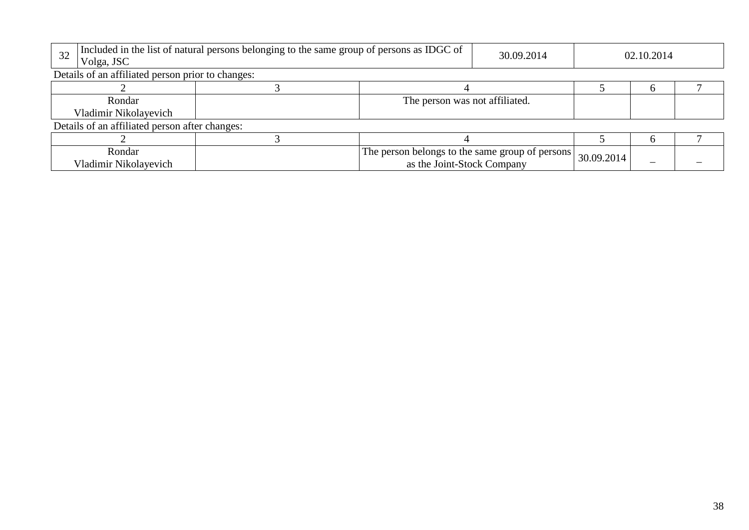| | | | |
|---|---|---|---|
| 32 | Included in the list of natural persons belonging to the same group of persons as IDGC of Volga, JSC | 30.09.2014 | 02.10.2014 |

Details of an affiliated person prior to changes:

| 2 | 3 | 4 | 5 | 6 | 7 |
|---|---|---|---|---|---|
| Rondar Vladimir Nikolayevich | | The person was not affiliated. | | | |

Details of an affiliated person after changes:

| 2 | 3 | 4 | 5 | 6 | 7 |
|---|---|---|---|---|---|
| Rondar Vladimir Nikolayevich | | The person belongs to the same group of persons as the Joint-Stock Company | 30.09.2014 | – | – |